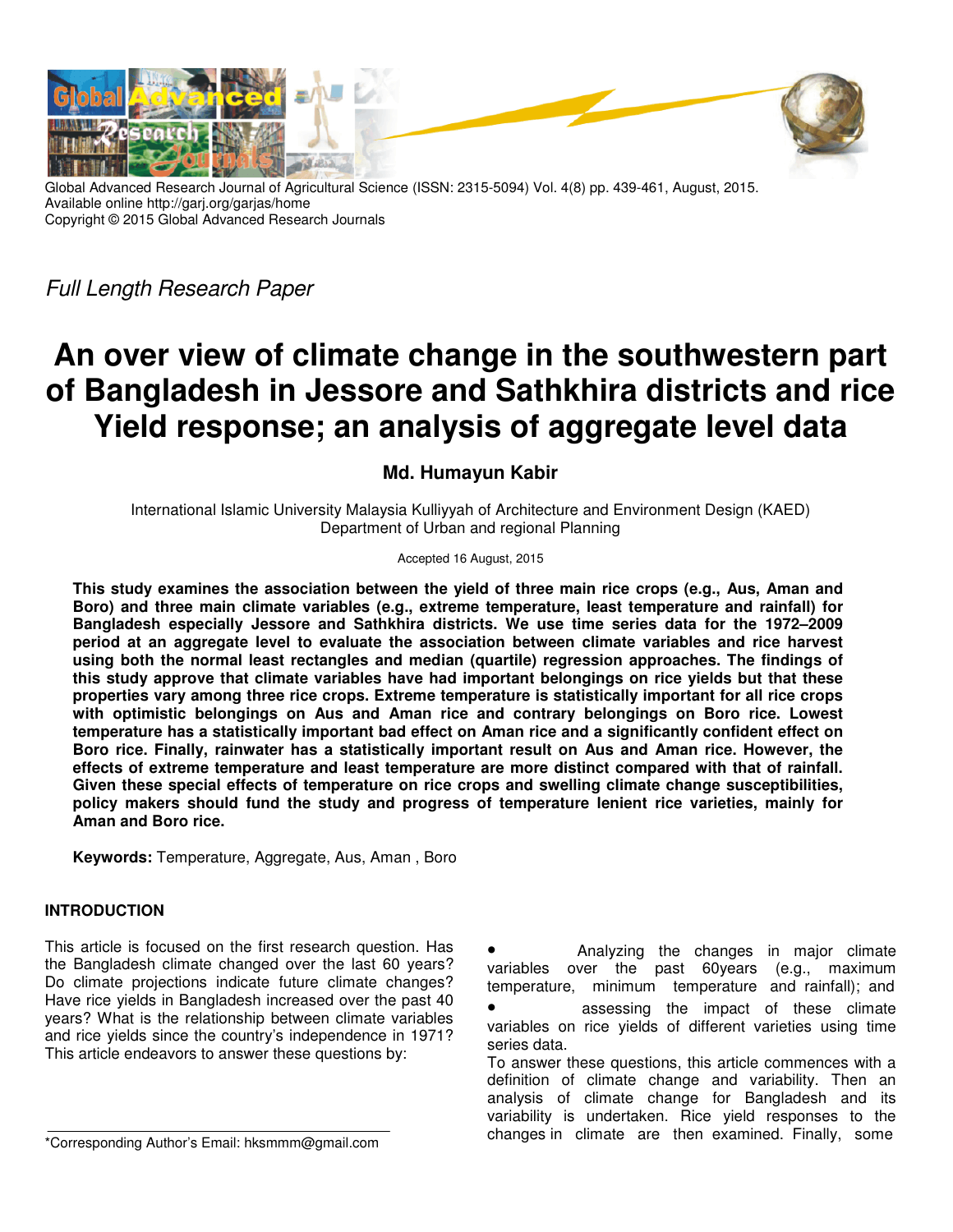Global Advanced Research Journal of Agricultural Science (ISSN: 2315-5094) Vol. 4(8) pp. 439-461, August, 2015.
Available online http://garj.org/garjas/home
Copyright © 2015 Global Advanced Research Journals

*Full Length Research Paper*

# An over view of climate change in the southwestern part of Bangladesh in Jessore and Sathkhira districts and rice Yield response; an analysis of aggregate level data

**Md. Humayun Kabir**

International Islamic University Malaysia Kulliyyah of Architecture and Environment Design (KAED)
Department of Urban and regional Planning

Accepted 16 August, 2015

**This study examines the association between the yield of three main rice crops (e.g., Aus, Aman and Boro) and three main climate variables (e.g., extreme temperature, least temperature and rainfall) for Bangladesh especially Jessore and Sathkhira districts. We use time series data for the 1972–2009 period at an aggregate level to evaluate the association between climate variables and rice harvest using both the normal least rectangles and median (quartile) regression approaches. The findings of this study approve that climate variables have had important belongings on rice yields but that these properties vary among three rice crops. Extreme temperature is statistically important for all rice crops with optimistic belongings on Aus and Aman rice and contrary belongings on Boro rice. Lowest temperature has a statistically important bad effect on Aman rice and a significantly confident effect on Boro rice. Finally, rainwater has a statistically important result on Aus and Aman rice. However, the effects of extreme temperature and least temperature are more distinct compared with that of rainfall. Given these special effects of temperature on rice crops and swelling climate change susceptibilities, policy makers should fund the study and progress of temperature lenient rice varieties, mainly for Aman and Boro rice.**

**Keywords:** Temperature, Aggregate, Aus, Aman , Boro

## INTRODUCTION

This article is focused on the first research question. Has the Bangladesh climate changed over the last 60 years? Do climate projections indicate future climate changes? Have rice yields in Bangladesh increased over the past 40 years? What is the relationship between climate variables and rice yields since the country's independence in 1971? This article endeavors to answer these questions by:

- Analyzing the changes in major climate variables over the past 60years (e.g., maximum temperature, minimum temperature and rainfall); and
- assessing the impact of these climate variables on rice yields of different varieties using time series data.

To answer these questions, this article commences with a definition of climate change and variability. Then an analysis of climate change for Bangladesh and its variability is undertaken. Rice yield responses to the changes in climate are then examined. Finally, some

*Corresponding Author's Email: hksmmm@gmail.com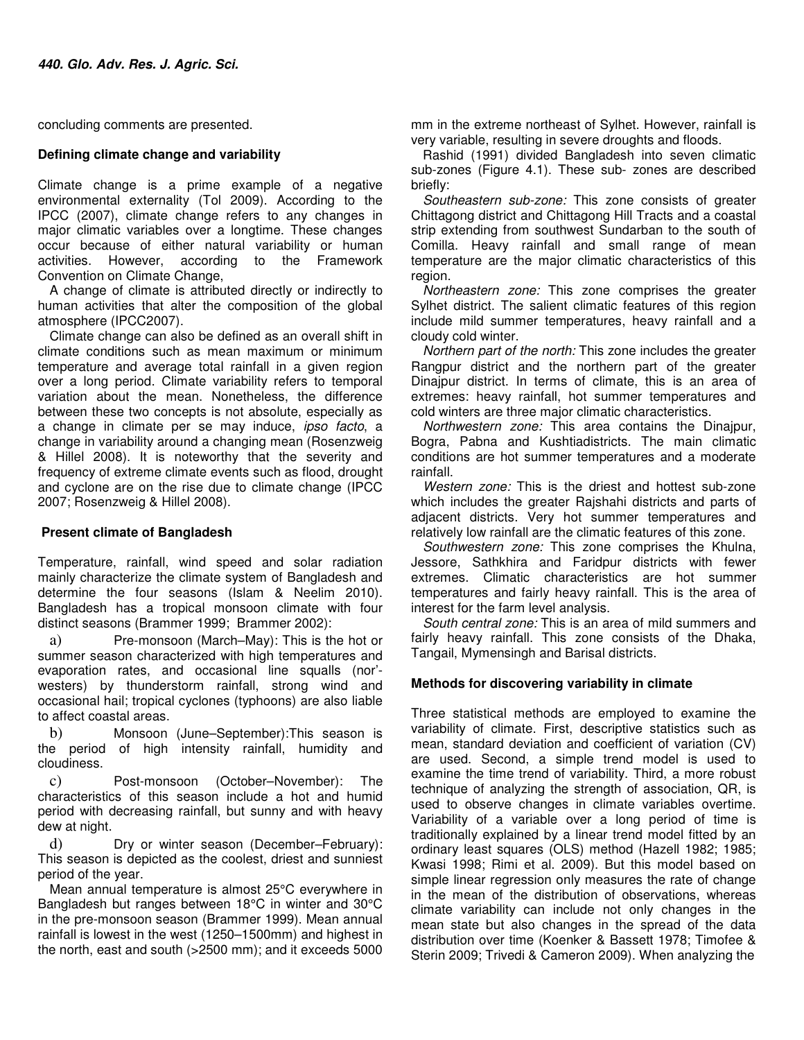concluding comments are presented.

**Defining climate change and variability**

Climate change is a prime example of a negative environmental externality (Tol 2009). According to the IPCC (2007), climate change refers to any changes in major climatic variables over a longtime. These changes occur because of either natural variability or human activities. However, according to the Framework Convention on Climate Change,

A change of climate is attributed directly or indirectly to human activities that alter the composition of the global atmosphere (IPCC2007).

Climate change can also be defined as an overall shift in climate conditions such as mean maximum or minimum temperature and average total rainfall in a given region over a long period. Climate variability refers to temporal variation about the mean. Nonetheless, the difference between these two concepts is not absolute, especially as a change in climate per se may induce, *ipso facto*, a change in variability around a changing mean (Rosenzweig & Hillel 2008). It is noteworthy that the severity and frequency of extreme climate events such as flood, drought and cyclone are on the rise due to climate change (IPCC 2007; Rosenzweig & Hillel 2008).

**Present climate of Bangladesh**

Temperature, rainfall, wind speed and solar radiation mainly characterize the climate system of Bangladesh and determine the four seasons (Islam & Neelim 2010). Bangladesh has a tropical monsoon climate with four distinct seasons (Brammer 1999; Brammer 2002):

a) Pre-monsoon (March–May): This is the hot or summer season characterized with high temperatures and evaporation rates, and occasional line squalls (nor'-westers) by thunderstorm rainfall, strong wind and occasional hail; tropical cyclones (typhoons) are also liable to affect coastal areas.

b) Monsoon (June–September):This season is the period of high intensity rainfall, humidity and cloudiness.

c) Post-monsoon (October–November): The characteristics of this season include a hot and humid period with decreasing rainfall, but sunny and with heavy dew at night.

d) Dry or winter season (December–February): This season is depicted as the coolest, driest and sunniest period of the year.

Mean annual temperature is almost 25°C everywhere in Bangladesh but ranges between 18°C in winter and 30°C in the pre-monsoon season (Brammer 1999). Mean annual rainfall is lowest in the west (1250–1500mm) and highest in the north, east and south (>2500 mm); and it exceeds 5000 mm in the extreme northeast of Sylhet. However, rainfall is very variable, resulting in severe droughts and floods.

Rashid (1991) divided Bangladesh into seven climatic sub-zones (Figure 4.1). These sub- zones are described briefly:

*Southeastern sub-zone:* This zone consists of greater Chittagong district and Chittagong Hill Tracts and a coastal strip extending from southwest Sundarban to the south of Comilla. Heavy rainfall and small range of mean temperature are the major climatic characteristics of this region.

*Northeastern zone:* This zone comprises the greater Sylhet district. The salient climatic features of this region include mild summer temperatures, heavy rainfall and a cloudy cold winter.

*Northern part of the north:* This zone includes the greater Rangpur district and the northern part of the greater Dinajpur district. In terms of climate, this is an area of extremes: heavy rainfall, hot summer temperatures and cold winters are three major climatic characteristics.

*Northwestern zone:* This area contains the Dinajpur, Bogra, Pabna and Kushtiadistricts. The main climatic conditions are hot summer temperatures and a moderate rainfall.

*Western zone:* This is the driest and hottest sub-zone which includes the greater Rajshahi districts and parts of adjacent districts. Very hot summer temperatures and relatively low rainfall are the climatic features of this zone.

*Southwestern zone:* This zone comprises the Khulna, Jessore, Sathkhira and Faridpur districts with fewer extremes. Climatic characteristics are hot summer temperatures and fairly heavy rainfall. This is the area of interest for the farm level analysis.

*South central zone:* This is an area of mild summers and fairly heavy rainfall. This zone consists of the Dhaka, Tangail, Mymensingh and Barisal districts.

**Methods for discovering variability in climate**

Three statistical methods are employed to examine the variability of climate. First, descriptive statistics such as mean, standard deviation and coefficient of variation (CV) are used. Second, a simple trend model is used to examine the time trend of variability. Third, a more robust technique of analyzing the strength of association, QR, is used to observe changes in climate variables overtime. Variability of a variable over a long period of time is traditionally explained by a linear trend model fitted by an ordinary least squares (OLS) method (Hazell 1982; 1985; Kwasi 1998; Rimi et al. 2009). But this model based on simple linear regression only measures the rate of change in the mean of the distribution of observations, whereas climate variability can include not only changes in the mean state but also changes in the spread of the data distribution over time (Koenker & Bassett 1978; Timofee & Sterin 2009; Trivedi & Cameron 2009). When analyzing the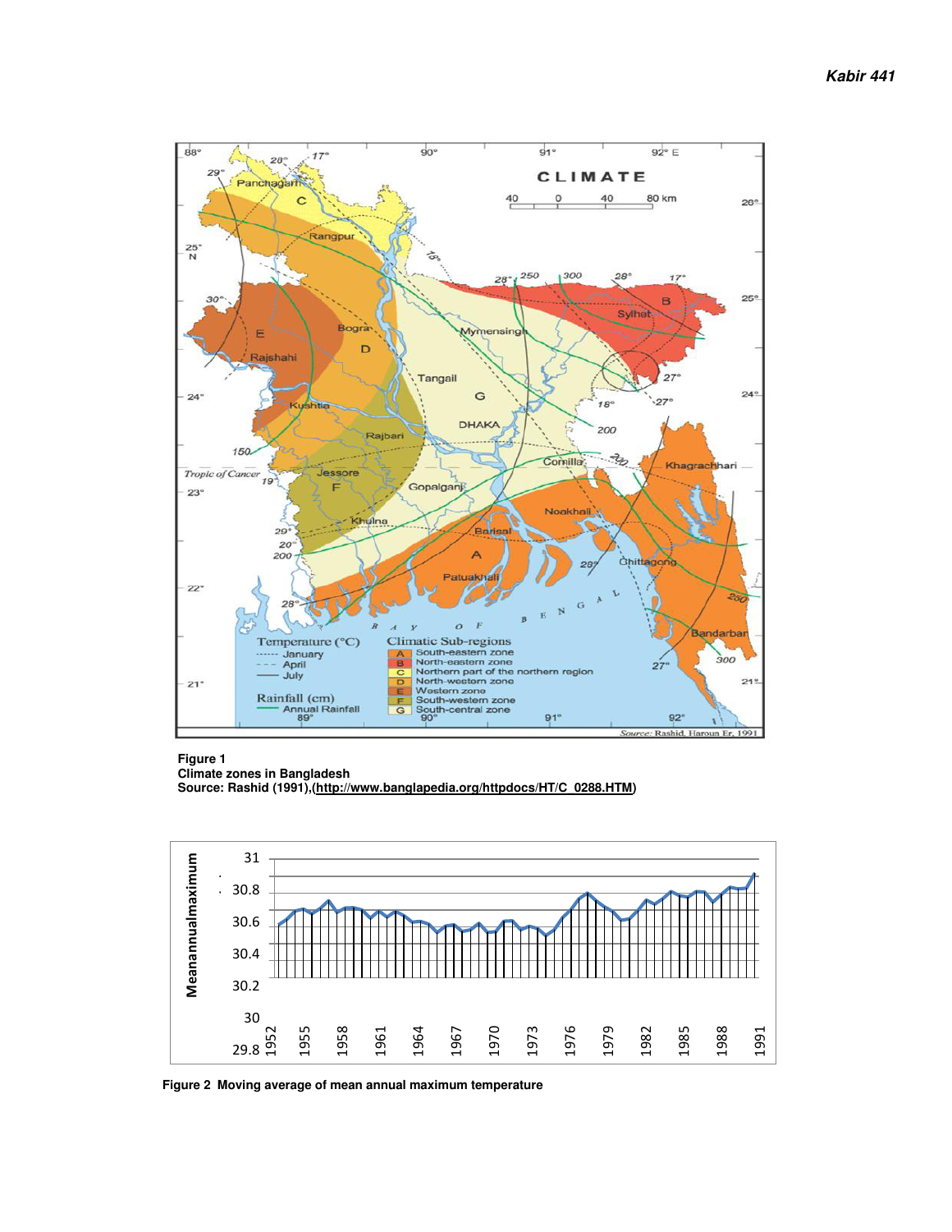**Figure 1**
**Climate zones in Bangladesh**
**Source: Rashid (1991),(http://www.banglapedia.org/httpdocs/HT/C_0288.HTM)**

Meanannualmaximum

31
30.8
30.6
30.4
30.2
30
29.8

1952
1955
1958
1961
1964
1967
1970
1973
1976
1979
1982
1985
1988
1991

**Figure 2 Moving average of mean annual maximum temperature**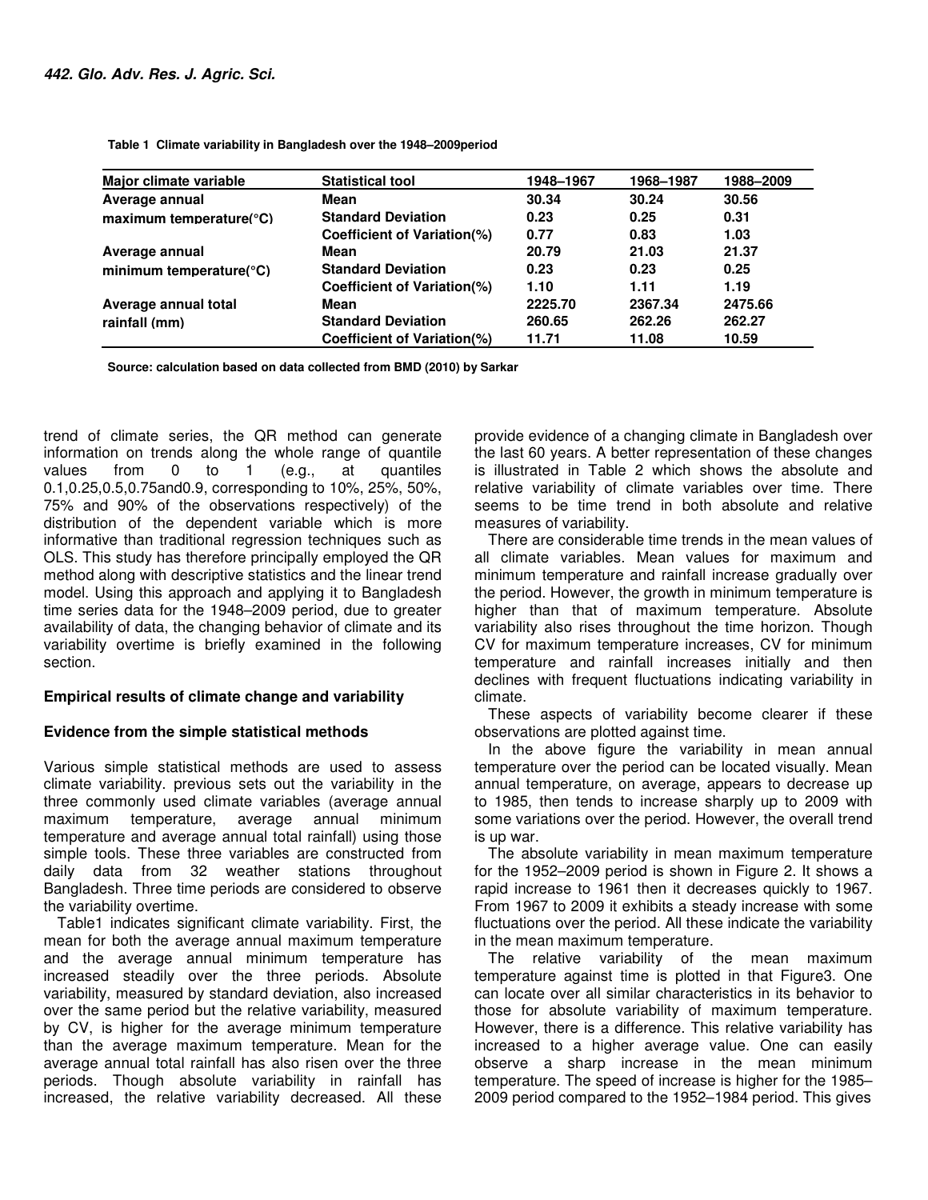**Table 1 Climate variability in Bangladesh over the 1948–2009period**

| Major climate variable | Statistical tool | 1948–1967 | 1968–1987 | 1988–2009 |
|---|---|---|---|---|
| Average annual maximum temperature(°C) | Mean | 30.34 | 30.24 | 30.56 |
| | Standard Deviation | 0.23 | 0.25 | 0.31 |
| | Coefficient of Variation(%) | 0.77 | 0.83 | 1.03 |
| Average annual minimum temperature(°C) | Mean | 20.79 | 21.03 | 21.37 |
| | Standard Deviation | 0.23 | 0.23 | 0.25 |
| | Coefficient of Variation(%) | 1.10 | 1.11 | 1.19 |
| Average annual total rainfall (mm) | Mean | 2225.70 | 2367.34 | 2475.66 |
| | Standard Deviation | 260.65 | 262.26 | 262.27 |
| | Coefficient of Variation(%) | 11.71 | 11.08 | 10.59 |

**Source: calculation based on data collected from BMD (2010) by Sarkar**

trend of climate series, the QR method can generate information on trends along the whole range of quantile values from 0 to 1 (e.g., at quantiles 0.1,0.25,0.5,0.75and0.9, corresponding to 10%, 25%, 50%, 75% and 90% of the observations respectively) of the distribution of the dependent variable which is more informative than traditional regression techniques such as OLS. This study has therefore principally employed the QR method along with descriptive statistics and the linear trend model. Using this approach and applying it to Bangladesh time series data for the 1948–2009 period, due to greater availability of data, the changing behavior of climate and its variability overtime is briefly examined in the following section.

## Empirical results of climate change and variability

### Evidence from the simple statistical methods

Various simple statistical methods are used to assess climate variability. previous sets out the variability in the three commonly used climate variables (average annual maximum temperature, average annual minimum temperature and average annual total rainfall) using those simple tools. These three variables are constructed from daily data from 32 weather stations throughout Bangladesh. Three time periods are considered to observe the variability overtime.

Table1 indicates significant climate variability. First, the mean for both the average annual maximum temperature and the average annual minimum temperature has increased steadily over the three periods. Absolute variability, measured by standard deviation, also increased over the same period but the relative variability, measured by CV, is higher for the average minimum temperature than the average maximum temperature. Mean for the average annual total rainfall has also risen over the three periods. Though absolute variability in rainfall has increased, the relative variability decreased. All these provide evidence of a changing climate in Bangladesh over the last 60 years. A better representation of these changes is illustrated in Table 2 which shows the absolute and relative variability of climate variables over time. There seems to be time trend in both absolute and relative measures of variability.

There are considerable time trends in the mean values of all climate variables. Mean values for maximum and minimum temperature and rainfall increase gradually over the period. However, the growth in minimum temperature is higher than that of maximum temperature. Absolute variability also rises throughout the time horizon. Though CV for maximum temperature increases, CV for minimum temperature and rainfall increases initially and then declines with frequent fluctuations indicating variability in climate.

These aspects of variability become clearer if these observations are plotted against time.

In the above figure the variability in mean annual temperature over the period can be located visually. Mean annual temperature, on average, appears to decrease up to 1985, then tends to increase sharply up to 2009 with some variations over the period. However, the overall trend is up war.

The absolute variability in mean maximum temperature for the 1952–2009 period is shown in Figure 2. It shows a rapid increase to 1961 then it decreases quickly to 1967. From 1967 to 2009 it exhibits a steady increase with some fluctuations over the period. All these indicate the variability in the mean maximum temperature.

The relative variability of the mean maximum temperature against time is plotted in that Figure3. One can locate over all similar characteristics in its behavior to those for absolute variability of maximum temperature. However, there is a difference. This relative variability has increased to a higher average value. One can easily observe a sharp increase in the mean minimum temperature. The speed of increase is higher for the 1985–2009 period compared to the 1952–1984 period. This gives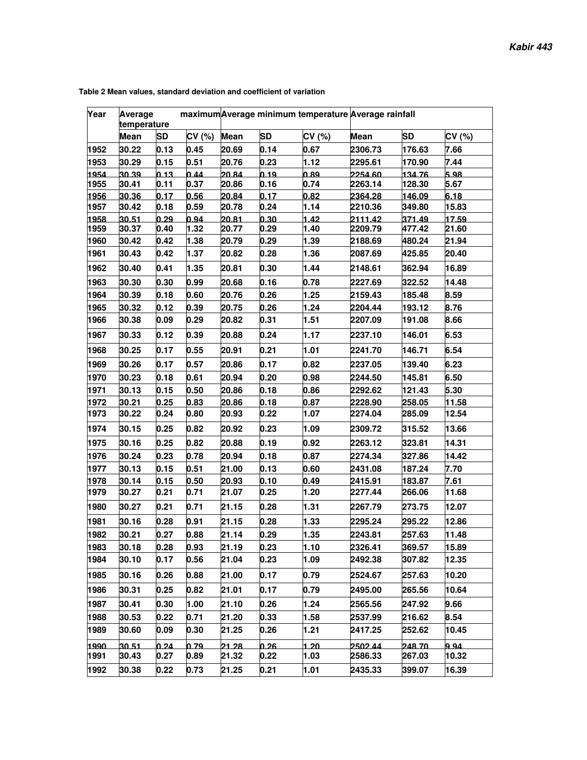**Table 2 Mean values, standard deviation and coefficient of variation**

| Year | Average maximum temperature | | | Average minimum temperature | | | Average rainfall | | |
|---|---|---|---|---|---|---|---|---|---|
| | Mean | SD | CV (%) | Mean | SD | CV (%) | Mean | SD | CV (%) |
| 1952 | 30.22 | 0.13 | 0.45 | 20.69 | 0.14 | 0.67 | 2306.73 | 176.63 | 7.66 |
| 1953 | 30.29 | 0.15 | 0.51 | 20.76 | 0.23 | 1.12 | 2295.61 | 170.90 | 7.44 |
| 1954 | 30.39 | 0.13 | 0.44 | 20.84 | 0.19 | 0.89 | 2254.60 | 134.76 | 5.98 |
| 1955 | 30.41 | 0.11 | 0.37 | 20.86 | 0.16 | 0.74 | 2263.14 | 128.30 | 5.67 |
| 1956 | 30.36 | 0.17 | 0.56 | 20.84 | 0.17 | 0.82 | 2364.28 | 146.09 | 6.18 |
| 1957 | 30.42 | 0.18 | 0.59 | 20.78 | 0.24 | 1.14 | 2210.36 | 349.80 | 15.83 |
| 1958 | 30.51 | 0.29 | 0.94 | 20.81 | 0.30 | 1.42 | 2111.42 | 371.49 | 17.59 |
| 1959 | 30.37 | 0.40 | 1.32 | 20.77 | 0.29 | 1.40 | 2209.79 | 477.42 | 21.60 |
| 1960 | 30.42 | 0.42 | 1.38 | 20.79 | 0.29 | 1.39 | 2188.69 | 480.24 | 21.94 |
| 1961 | 30.43 | 0.42 | 1.37 | 20.82 | 0.28 | 1.36 | 2087.69 | 425.85 | 20.40 |
| 1962 | 30.40 | 0.41 | 1.35 | 20.81 | 0.30 | 1.44 | 2148.61 | 362.94 | 16.89 |
| 1963 | 30.30 | 0.30 | 0.99 | 20.68 | 0.16 | 0.78 | 2227.69 | 322.52 | 14.48 |
| 1964 | 30.39 | 0.18 | 0.60 | 20.76 | 0.26 | 1.25 | 2159.43 | 185.48 | 8.59 |
| 1965 | 30.32 | 0.12 | 0.39 | 20.75 | 0.26 | 1.24 | 2204.44 | 193.12 | 8.76 |
| 1966 | 30.38 | 0.09 | 0.29 | 20.82 | 0.31 | 1.51 | 2207.09 | 191.08 | 8.66 |
| 1967 | 30.33 | 0.12 | 0.39 | 20.88 | 0.24 | 1.17 | 2237.10 | 146.01 | 6.53 |
| 1968 | 30.25 | 0.17 | 0.55 | 20.91 | 0.21 | 1.01 | 2241.70 | 146.71 | 6.54 |
| 1969 | 30.26 | 0.17 | 0.57 | 20.86 | 0.17 | 0.82 | 2237.05 | 139.40 | 6.23 |
| 1970 | 30.23 | 0.18 | 0.61 | 20.94 | 0.20 | 0.98 | 2244.50 | 145.81 | 6.50 |
| 1971 | 30.13 | 0.15 | 0.50 | 20.86 | 0.18 | 0.86 | 2292.62 | 121.43 | 5.30 |
| 1972 | 30.21 | 0.25 | 0.83 | 20.86 | 0.18 | 0.87 | 2228.90 | 258.05 | 11.58 |
| 1973 | 30.22 | 0.24 | 0.80 | 20.93 | 0.22 | 1.07 | 2274.04 | 285.09 | 12.54 |
| 1974 | 30.15 | 0.25 | 0.82 | 20.92 | 0.23 | 1.09 | 2309.72 | 315.52 | 13.66 |
| 1975 | 30.16 | 0.25 | 0.82 | 20.88 | 0.19 | 0.92 | 2263.12 | 323.81 | 14.31 |
| 1976 | 30.24 | 0.23 | 0.78 | 20.94 | 0.18 | 0.87 | 2274.34 | 327.86 | 14.42 |
| 1977 | 30.13 | 0.15 | 0.51 | 21.00 | 0.13 | 0.60 | 2431.08 | 187.24 | 7.70 |
| 1978 | 30.14 | 0.15 | 0.50 | 20.93 | 0.10 | 0.49 | 2415.91 | 183.87 | 7.61 |
| 1979 | 30.27 | 0.21 | 0.71 | 21.07 | 0.25 | 1.20 | 2277.44 | 266.06 | 11.68 |
| 1980 | 30.27 | 0.21 | 0.71 | 21.15 | 0.28 | 1.31 | 2267.79 | 273.75 | 12.07 |
| 1981 | 30.16 | 0.28 | 0.91 | 21.15 | 0.28 | 1.33 | 2295.24 | 295.22 | 12.86 |
| 1982 | 30.21 | 0.27 | 0.88 | 21.14 | 0.29 | 1.35 | 2243.81 | 257.63 | 11.48 |
| 1983 | 30.18 | 0.28 | 0.93 | 21.19 | 0.23 | 1.10 | 2326.41 | 369.57 | 15.89 |
| 1984 | 30.10 | 0.17 | 0.56 | 21.04 | 0.23 | 1.09 | 2492.38 | 307.82 | 12.35 |
| 1985 | 30.16 | 0.26 | 0.88 | 21.00 | 0.17 | 0.79 | 2524.67 | 257.63 | 10.20 |
| 1986 | 30.31 | 0.25 | 0.82 | 21.01 | 0.17 | 0.79 | 2495.00 | 265.56 | 10.64 |
| 1987 | 30.41 | 0.30 | 1.00 | 21.10 | 0.26 | 1.24 | 2565.56 | 247.92 | 9.66 |
| 1988 | 30.53 | 0.22 | 0.71 | 21.20 | 0.33 | 1.58 | 2537.99 | 216.62 | 8.54 |
| 1989 | 30.60 | 0.09 | 0.30 | 21.25 | 0.26 | 1.21 | 2417.25 | 252.62 | 10.45 |
| 1990 | 30.51 | 0.24 | 0.79 | 21.28 | 0.26 | 1.20 | 2502.44 | 248.70 | 9.94 |
| 1991 | 30.43 | 0.27 | 0.89 | 21.32 | 0.22 | 1.03 | 2586.33 | 267.03 | 10.32 |
| 1992 | 30.38 | 0.22 | 0.73 | 21.25 | 0.21 | 1.01 | 2435.33 | 399.07 | 16.39 |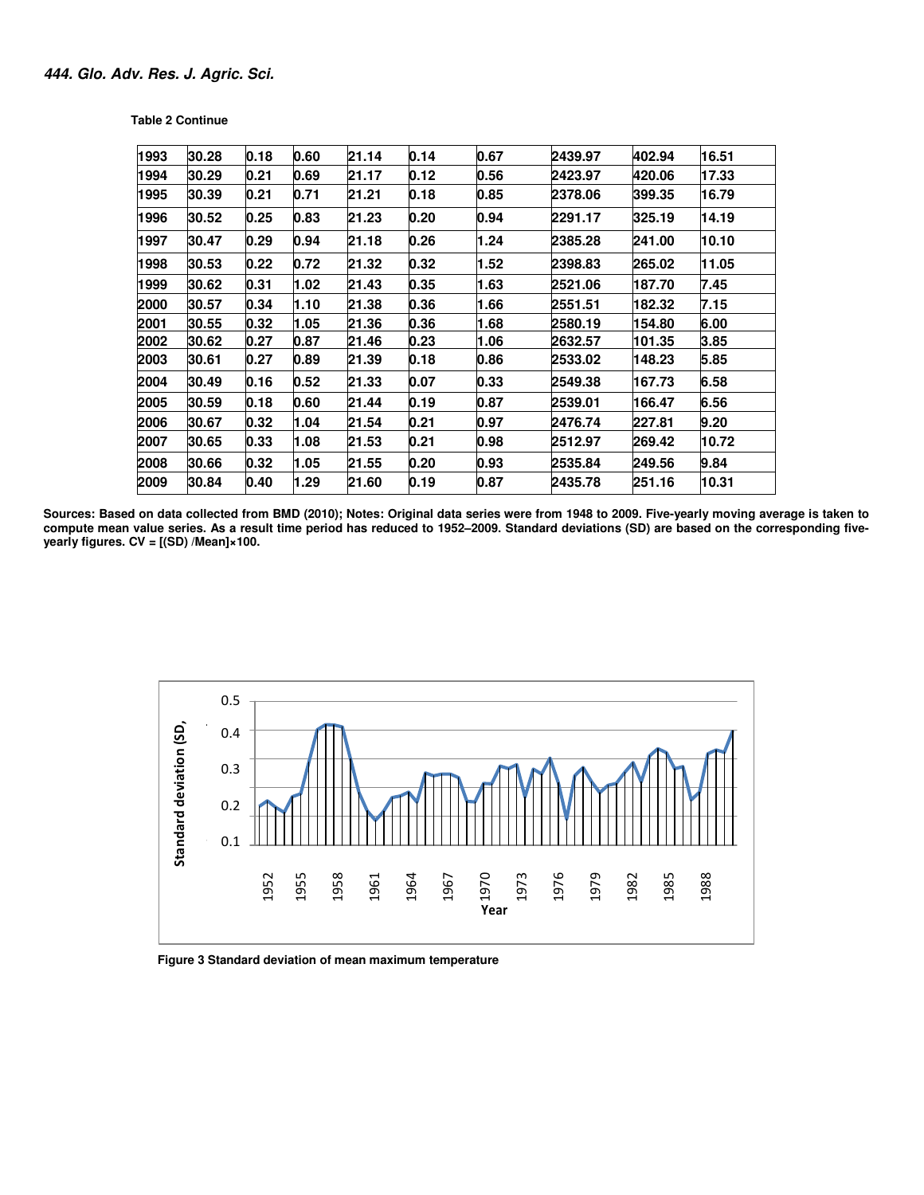**Table 2 Continue**

| | | | | | | | | | |
|---|---|---|---|---|---|---|---|---|---|
| 1993 | 30.28 | 0.18 | 0.60 | 21.14 | 0.14 | 0.67 | 2439.97 | 402.94 | 16.51 |
| 1994 | 30.29 | 0.21 | 0.69 | 21.17 | 0.12 | 0.56 | 2423.97 | 420.06 | 17.33 |
| 1995 | 30.39 | 0.21 | 0.71 | 21.21 | 0.18 | 0.85 | 2378.06 | 399.35 | 16.79 |
| 1996 | 30.52 | 0.25 | 0.83 | 21.23 | 0.20 | 0.94 | 2291.17 | 325.19 | 14.19 |
| 1997 | 30.47 | 0.29 | 0.94 | 21.18 | 0.26 | 1.24 | 2385.28 | 241.00 | 10.10 |
| 1998 | 30.53 | 0.22 | 0.72 | 21.32 | 0.32 | 1.52 | 2398.83 | 265.02 | 11.05 |
| 1999 | 30.62 | 0.31 | 1.02 | 21.43 | 0.35 | 1.63 | 2521.06 | 187.70 | 7.45 |
| 2000 | 30.57 | 0.34 | 1.10 | 21.38 | 0.36 | 1.66 | 2551.51 | 182.32 | 7.15 |
| 2001 | 30.55 | 0.32 | 1.05 | 21.36 | 0.36 | 1.68 | 2580.19 | 154.80 | 6.00 |
| 2002 | 30.62 | 0.27 | 0.87 | 21.46 | 0.23 | 1.06 | 2632.57 | 101.35 | 3.85 |
| 2003 | 30.61 | 0.27 | 0.89 | 21.39 | 0.18 | 0.86 | 2533.02 | 148.23 | 5.85 |
| 2004 | 30.49 | 0.16 | 0.52 | 21.33 | 0.07 | 0.33 | 2549.38 | 167.73 | 6.58 |
| 2005 | 30.59 | 0.18 | 0.60 | 21.44 | 0.19 | 0.87 | 2539.01 | 166.47 | 6.56 |
| 2006 | 30.67 | 0.32 | 1.04 | 21.54 | 0.21 | 0.97 | 2476.74 | 227.81 | 9.20 |
| 2007 | 30.65 | 0.33 | 1.08 | 21.53 | 0.21 | 0.98 | 2512.97 | 269.42 | 10.72 |
| 2008 | 30.66 | 0.32 | 1.05 | 21.55 | 0.20 | 0.93 | 2535.84 | 249.56 | 9.84 |
| 2009 | 30.84 | 0.40 | 1.29 | 21.60 | 0.19 | 0.87 | 2435.78 | 251.16 | 10.31 |

**Sources: Based on data collected from BMD (2010); Notes: Original data series were from 1948 to 2009. Five-yearly moving average is taken to compute mean value series. As a result time period has reduced to 1952–2009. Standard deviations (SD) are based on the corresponding five-yearly figures. CV = [(SD) /Mean]×100.**

Standard deviation (SD,

0.5
0.4
0.3
0.2
0.1

1952 1955 1958 1961 1964 1967 1970 1973 1976 1979 1982 1985 1988

Year

**Figure 3 Standard deviation of mean maximum temperature**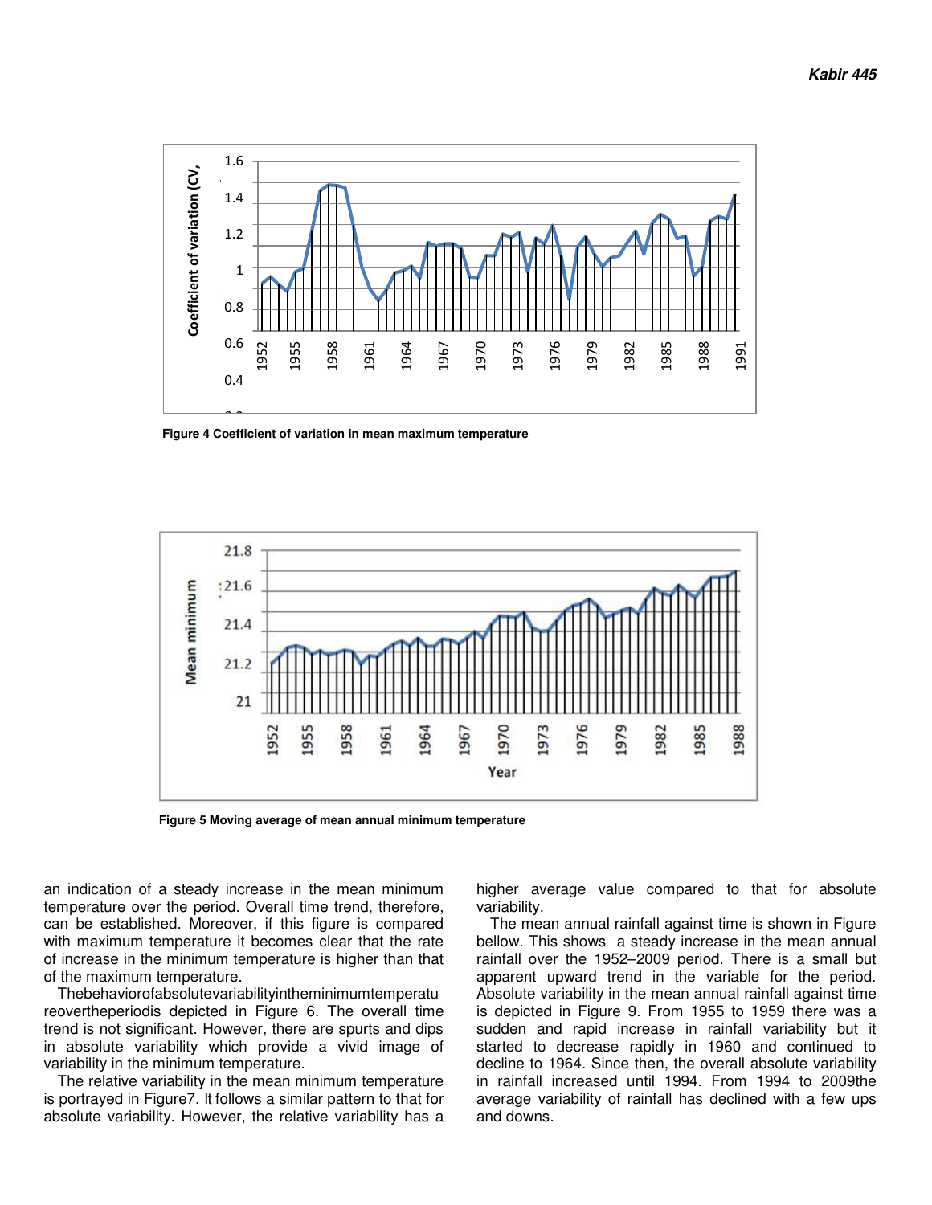Figure 4 Coefficient of variation in mean maximum temperature

Figure 5 Moving average of mean annual minimum temperature

an indication of a steady increase in the mean minimum temperature over the period. Overall time trend, therefore, can be established. Moreover, if this figure is compared with maximum temperature it becomes clear that the rate of increase in the minimum temperature is higher than that of the maximum temperature.

Thebehaviorofabsolutevariabilityintheminimumtemperatu reovertheperiodis depicted in Figure 6. The overall time trend is not significant. However, there are spurts and dips in absolute variability which provide a vivid image of variability in the minimum temperature.

The relative variability in the mean minimum temperature is portrayed in Figure7. It follows a similar pattern to that for absolute variability. However, the relative variability has a higher average value compared to that for absolute variability.

The mean annual rainfall against time is shown in Figure bellow. This shows a steady increase in the mean annual rainfall over the 1952–2009 period. There is a small but apparent upward trend in the variable for the period. Absolute variability in the mean annual rainfall against time is depicted in Figure 9. From 1955 to 1959 there was a sudden and rapid increase in rainfall variability but it started to decrease rapidly in 1960 and continued to decline to 1964. Since then, the overall absolute variability in rainfall increased until 1994. From 1994 to 2009the average variability of rainfall has declined with a few ups and downs.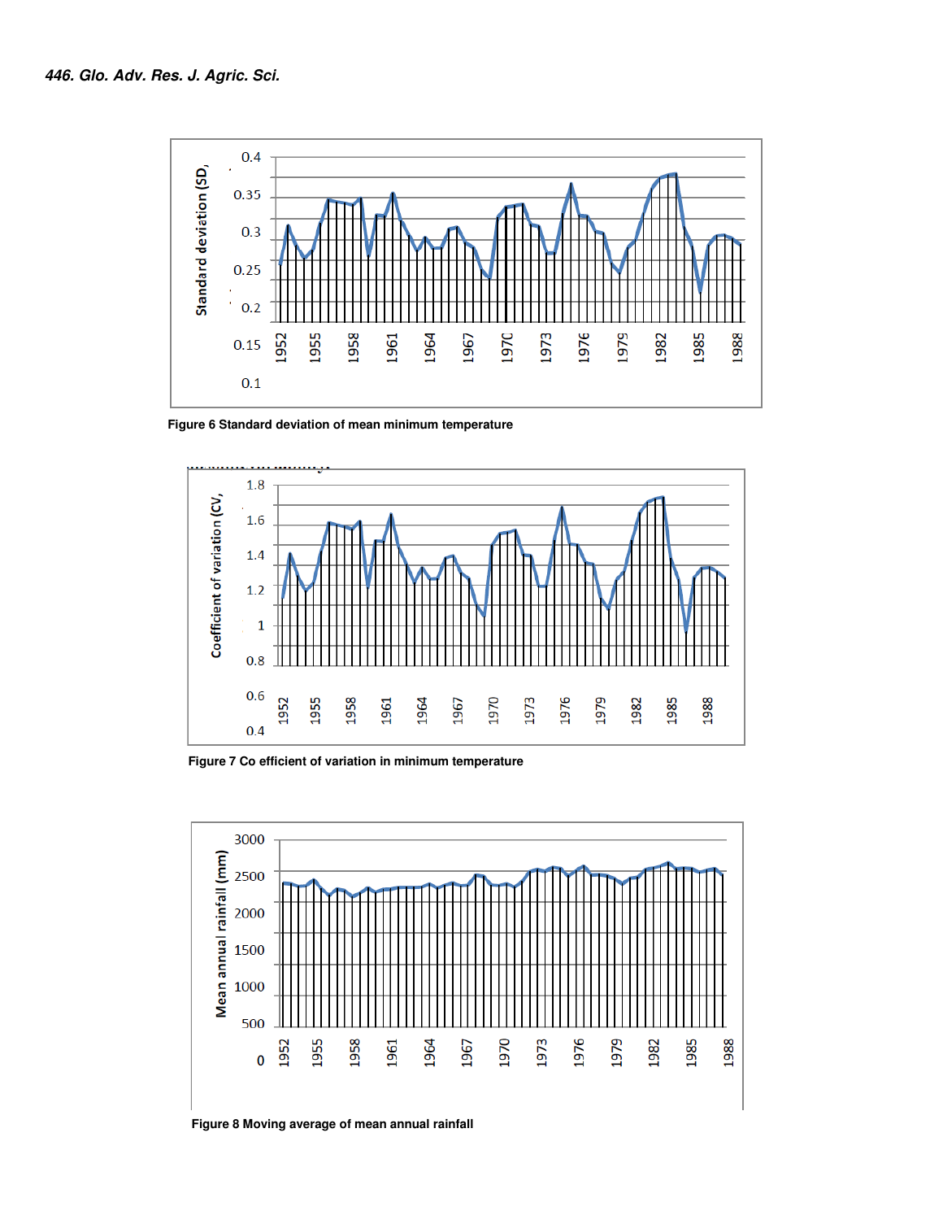Standard deviation (SD,

0.4

0.35

0.3

0.25

0.2

0.15

0.1

1952 1955 1958 1961 1964 1967 1970 1973 1976 1979 1982 1985 1988

Figure 6 Standard deviation of mean minimum temperature

Coefficient of variation (CV,

1.8

1.6

1.4

1.2

1

0.8

0.6

0.4

1952 1955 1958 1961 1964 1967 1970 1973 1976 1979 1982 1985 1988

Figure 7 Co efficient of variation in minimum temperature

Mean annual rainfall (mm)

3000

2500

2000

1500

1000

500

0

1952 1955 1958 1961 1964 1967 1970 1973 1976 1979 1982 1985 1988

Figure 8 Moving average of mean annual rainfall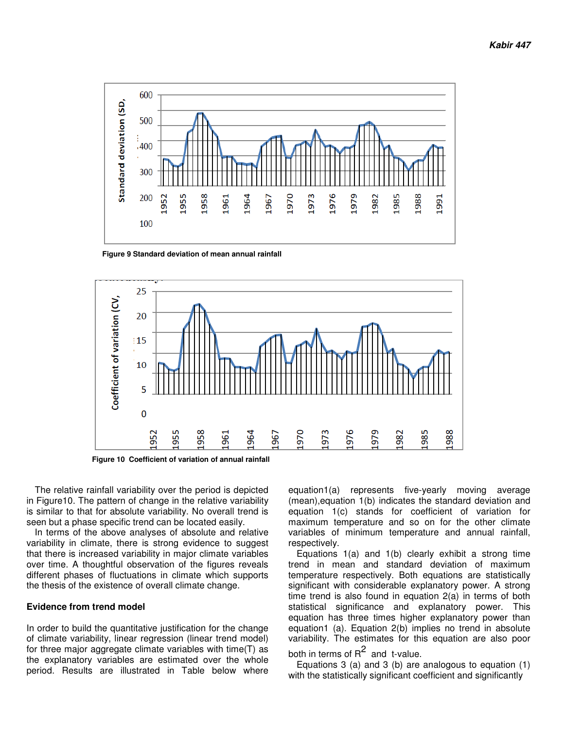Figure 9 Standard deviation of mean annual rainfall

Figure 10 Coefficient of variation of annual rainfall

The relative rainfall variability over the period is depicted in Figure10. The pattern of change in the relative variability is similar to that for absolute variability. No overall trend is seen but a phase specific trend can be located easily.

In terms of the above analyses of absolute and relative variability in climate, there is strong evidence to suggest that there is increased variability in major climate variables over time. A thoughtful observation of the figures reveals different phases of fluctuations in climate which supports the thesis of the existence of overall climate change.

### Evidence from trend model

In order to build the quantitative justification for the change of climate variability, linear regression (linear trend model) for three major aggregate climate variables with time(T) as the explanatory variables are estimated over the whole period. Results are illustrated in Table below where equation1(a) represents five-yearly moving average (mean),equation 1(b) indicates the standard deviation and equation 1(c) stands for coefficient of variation for maximum temperature and so on for the other climate variables of minimum temperature and annual rainfall, respectively.

Equations 1(a) and 1(b) clearly exhibit a strong time trend in mean and standard deviation of maximum temperature respectively. Both equations are statistically significant with considerable explanatory power. A strong time trend is also found in equation 2(a) in terms of both statistical significance and explanatory power. This equation has three times higher explanatory power than equation1 (a). Equation 2(b) implies no trend in absolute variability. The estimates for this equation are also poor both in terms of $R^2$ and t-value.

Equations 3 (a) and 3 (b) are analogous to equation (1) with the statistically significant coefficient and significantly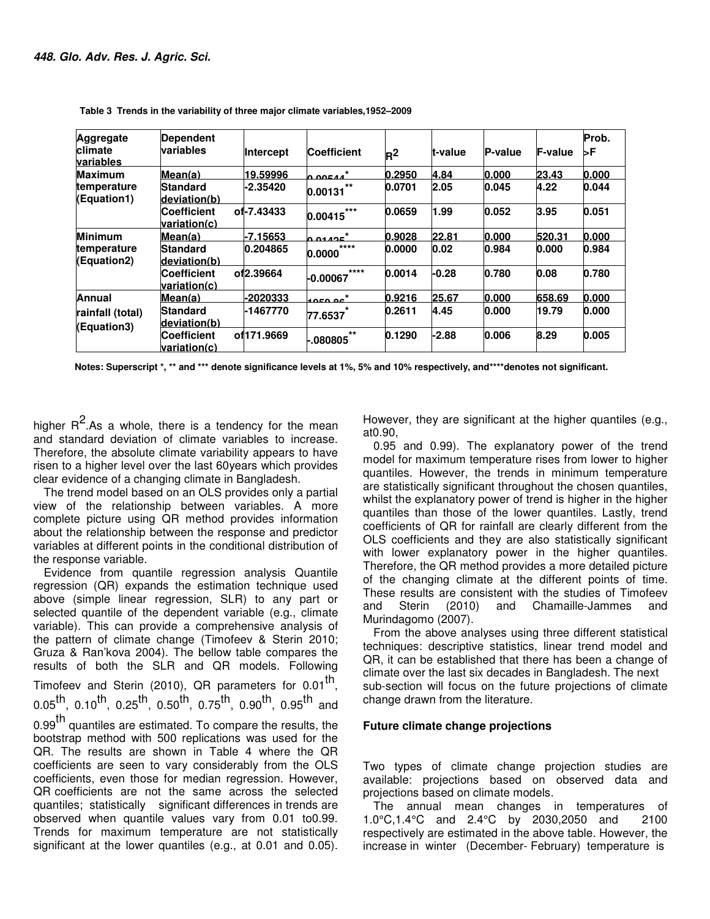**Table 3** Trends in the variability of three major climate variables,1952–2009

| Aggregate climate variables | Dependent variables | Intercept | Coefficient | $R^2$ | t-value | P-value | F-value | Prob. >F |
|---|---|---|---|---|---|---|---|---|
| Maximum temperature (Equation1) | Mean(a) | 19.59996 | 0.00544* | 0.2950 | 4.84 | 0.000 | 23.43 | 0.000 |
| | Standard deviation(b) | -2.35420 | 0.00131** | 0.0701 | 2.05 | 0.045 | 4.22 | 0.044 |
| | Coefficient of variation(c) | -7.43433 | 0.00415*** | 0.0659 | 1.99 | 0.052 | 3.95 | 0.051 |
| Minimum temperature (Equation2) | Mean(a) | -7.15653 | 0.01425* | 0.9028 | 22.81 | 0.000 | 520.31 | 0.000 |
| | Standard deviation(b) | 0.204865 | 0.0000**** | 0.0000 | 0.02 | 0.984 | 0.000 | 0.984 |
| | Coefficient of variation(c) | 2.39664 | -0.00067**** | 0.0014 | -0.28 | 0.780 | 0.08 | 0.780 |
| Annual rainfall (total) (Equation3) | Mean(a) | -2020333 | 1050.86* | 0.9216 | 25.67 | 0.000 | 658.69 | 0.000 |
| | Standard deviation(b) | -1467770 | 77.6537* | 0.2611 | 4.45 | 0.000 | 19.79 | 0.000 |
| | Coefficient of variation(c) | 171.9669 | -.080805** | 0.1290 | -2.88 | 0.006 | 8.29 | 0.005 |

Notes: Superscript *, ** and *** denote significance levels at 1%, 5% and 10% respectively, and****denotes not significant.

higher $R^2$.As a whole, there is a tendency for the mean and standard deviation of climate variables to increase. Therefore, the absolute climate variability appears to have risen to a higher level over the last 60years which provides clear evidence of a changing climate in Bangladesh.

The trend model based on an OLS provides only a partial view of the relationship between variables. A more complete picture using QR method provides information about the relationship between the response and predictor variables at different points in the conditional distribution of the response variable.

Evidence from quantile regression analysis Quantile regression (QR) expands the estimation technique used above (simple linear regression, SLR) to any part or selected quantile of the dependent variable (e.g., climate variable). This can provide a comprehensive analysis of the pattern of climate change (Timofeev & Sterin 2010; Gruza & Ran'kova 2004). The bellow table compares the results of both the SLR and QR models. Following Timofeev and Sterin (2010), QR parameters for 0.01$^{th}$, 0.05$^{th}$, 0.10$^{th}$, 0.25$^{th}$, 0.50$^{th}$, 0.75$^{th}$, 0.90$^{th}$, 0.95$^{th}$ and 0.99$^{th}$ quantiles are estimated. To compare the results, the bootstrap method with 500 replications was used for the QR. The results are shown in Table 4 where the QR coefficients are seen to vary considerably from the OLS coefficients, even those for median regression. However, QR coefficients are not the same across the selected quantiles; statistically significant differences in trends are observed when quantile values vary from 0.01 to0.99. Trends for maximum temperature are not statistically significant at the lower quantiles (e.g., at 0.01 and 0.05). However, they are significant at the higher quantiles (e.g., at0.90, 0.95 and 0.99). The explanatory power of the trend model for maximum temperature rises from lower to higher quantiles. However, the trends in minimum temperature are statistically significant throughout the chosen quantiles, whilst the explanatory power of trend is higher in the higher quantiles than those of the lower quantiles. Lastly, trend coefficients of QR for rainfall are clearly different from the OLS coefficients and they are also statistically significant with lower explanatory power in the higher quantiles. Therefore, the QR method provides a more detailed picture of the changing climate at the different points of time. These results are consistent with the studies of Timofeev and Sterin (2010) and Chamaille-Jammes and Murindagomo (2007).

From the above analyses using three different statistical techniques: descriptive statistics, linear trend model and QR, it can be established that there has been a change of climate over the last six decades in Bangladesh. The next sub-section will focus on the future projections of climate change drawn from the literature.

**Future climate change projections**

Two types of climate change projection studies are available: projections based on observed data and projections based on climate models.

The annual mean changes in temperatures of 1.0°C,1.4°C and 2.4°C by 2030,2050 and 2100 respectively are estimated in the above table. However, the increase in winter (December- February) temperature is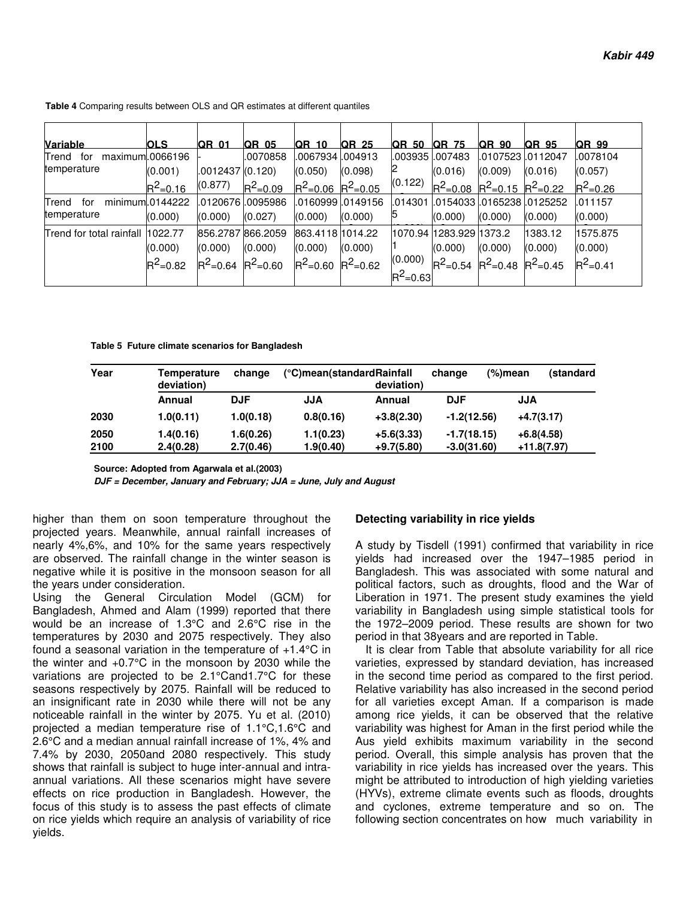**Table 4** Comparing results between OLS and QR estimates at different quantiles

| Variable | OLS | QR_01 | QR_05 | QR_10 | QR_25 | QR_50 | QR_75 | QR_90 | QR_95 | QR_99 |
|---|---|---|---|---|---|---|---|---|---|---|
| Trend for maximum temperature | .0066196 (0.001) $R^2$=0.16 | - .0012437 (0.877) | .0070858 (0.120) $R^2$=0.09 | .0067934 (0.050) $R^2$=0.06 | .004913 (0.098) $R^2$=0.05 | .0039352 (0.122) | .007483 (0.016) $R^2$=0.08 | .0107523 (0.009) $R^2$=0.15 | .0112047 (0.016) $R^2$=0.22 | .0078104 (0.057) $R^2$=0.26 |
| Trend for minimum temperature | .0144222 (0.000) | .0120676 (0.000) | .0095986 (0.027) | .0160999 (0.000) | .0149156 (0.000) | .0143015 | .0154033 (0.000) | .0165238 (0.000) | .0125252 (0.000) | .011157 (0.000) |
| Trend for total rainfall | 1022.77 (0.000) $R^2$=0.82 | 856.2787 (0.000) $R^2$=0.64 | 866.2059 (0.000) $R^2$=0.60 | 863.4118 (0.000) $R^2$=0.60 | 1014.22 (0.000) $R^2$=0.62 | 1070.941 (0.000) $R^2$=0.63 | 1283.929 (0.000) $R^2$=0.54 | 1373.2 (0.000) $R^2$=0.48 | 1383.12 (0.000) $R^2$=0.45 | 1575.875 (0.000) $R^2$=0.41 |

**Table 5 Future climate scenarios for Bangladesh**

| Year | Temperature change (°C)mean(standard deviation) | | | Rainfall change (%)mean (standard deviation) | | |
|---|---|---|---|---|---|---|
| | Annual | DJF | JJA | Annual | DJF | JJA |
| 2030 | 1.0(0.11) | 1.0(0.18) | 0.8(0.16) | +3.8(2.30) | -1.2(12.56) | +4.7(3.17) |
| 2050 | 1.4(0.16) | 1.6(0.26) | 1.1(0.23) | +5.6(3.33) | -1.7(18.15) | +6.8(4.58) |
| 2100 | 2.4(0.28) | 2.7(0.46) | 1.9(0.40) | +9.7(5.80) | -3.0(31.60) | +11.8(7.97) |

**Source: Adopted from Agarwala et al.(2003)**

***DJF = December, January and February; JJA = June, July and August***

higher than them on soon temperature throughout the projected years. Meanwhile, annual rainfall increases of nearly 4%,6%, and 10% for the same years respectively are observed. The rainfall change in the winter season is negative while it is positive in the monsoon season for all the years under consideration.

Using the General Circulation Model (GCM) for Bangladesh, Ahmed and Alam (1999) reported that there would be an increase of 1.3°C and 2.6°C rise in the temperatures by 2030 and 2075 respectively. They also found a seasonal variation in the temperature of +1.4°C in the winter and +0.7°C in the monsoon by 2030 while the variations are projected to be 2.1°Cand1.7°C for these seasons respectively by 2075. Rainfall will be reduced to an insignificant rate in 2030 while there will not be any noticeable rainfall in the winter by 2075. Yu et al. (2010) projected a median temperature rise of 1.1°C,1.6°C and 2.6°C and a median annual rainfall increase of 1%, 4% and 7.4% by 2030, 2050and 2080 respectively. This study shows that rainfall is subject to huge inter-annual and intra-annual variations. All these scenarios might have severe effects on rice production in Bangladesh. However, the focus of this study is to assess the past effects of climate on rice yields which require an analysis of variability of rice yields.

### Detecting variability in rice yields

A study by Tisdell (1991) confirmed that variability in rice yields had increased over the 1947–1985 period in Bangladesh. This was associated with some natural and political factors, such as droughts, flood and the War of Liberation in 1971. The present study examines the yield variability in Bangladesh using simple statistical tools for the 1972–2009 period. These results are shown for two period in that 38years and are reported in Table.

It is clear from Table that absolute variability for all rice varieties, expressed by standard deviation, has increased in the second time period as compared to the first period. Relative variability has also increased in the second period for all varieties except Aman. If a comparison is made among rice yields, it can be observed that the relative variability was highest for Aman in the first period while the Aus yield exhibits maximum variability in the second period. Overall, this simple analysis has proven that the variability in rice yields has increased over the years. This might be attributed to introduction of high yielding varieties (HYVs), extreme climate events such as floods, droughts and cyclones, extreme temperature and so on. The following section concentrates on how much variability in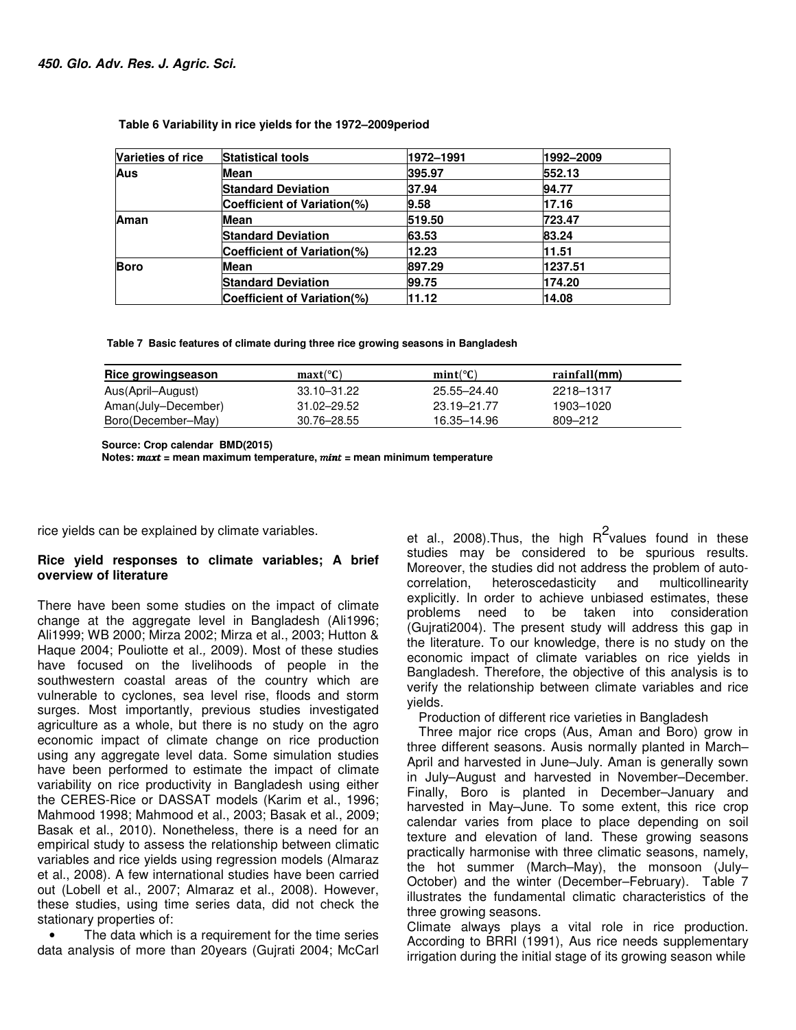**Table 6 Variability in rice yields for the 1972–2009period**

| Varieties of rice | Statistical tools | 1972–1991 | 1992–2009 |
|---|---|---|---|
| Aus | Mean | 395.97 | 552.13 |
| | Standard Deviation | 37.94 | 94.77 |
| | Coefficient of Variation(%) | 9.58 | 17.16 |
| Aman | Mean | 519.50 | 723.47 |
| | Standard Deviation | 63.53 | 83.24 |
| | Coefficient of Variation(%) | 12.23 | 11.51 |
| Boro | Mean | 897.29 | 1237.51 |
| | Standard Deviation | 99.75 | 174.20 |
| | Coefficient of Variation(%) | 11.12 | 14.08 |

**Table 7 Basic features of climate during three rice growing seasons in Bangladesh**

| Rice growingseason | maxt(°C) | mint(°C) | rainfall(mm) |
|---|---|---|---|
| Aus(April–August) | 33.10–31.22 | 25.55–24.40 | 2218–1317 |
| Aman(July–December) | 31.02–29.52 | 23.19–21.77 | 1903–1020 |
| Boro(December–May) | 30.76–28.55 | 16.35–14.96 | 809–212 |

**Source: Crop calendar BMD(2015)**
**Notes: *maxt* = mean maximum temperature, *mint* = mean minimum temperature**

rice yields can be explained by climate variables.

### Rice yield responses to climate variables; A brief overview of literature

There have been some studies on the impact of climate change at the aggregate level in Bangladesh (Ali1996; Ali1999; WB 2000; Mirza 2002; Mirza et al., 2003; Hutton & Haque 2004; Pouliotte et al., 2009). Most of these studies have focused on the livelihoods of people in the southwestern coastal areas of the country which are vulnerable to cyclones, sea level rise, floods and storm surges. Most importantly, previous studies investigated agriculture as a whole, but there is no study on the agro economic impact of climate change on rice production using any aggregate level data. Some simulation studies have been performed to estimate the impact of climate variability on rice productivity in Bangladesh using either the CERES-Rice or DASSAT models (Karim et al., 1996; Mahmood 1998; Mahmood et al., 2003; Basak et al., 2009; Basak et al., 2010). Nonetheless, there is a need for an empirical study to assess the relationship between climatic variables and rice yields using regression models (Almaraz et al., 2008). A few international studies have been carried out (Lobell et al., 2007; Almaraz et al., 2008). However, these studies, using time series data, did not check the stationary properties of:

- The data which is a requirement for the time series data analysis of more than 20years (Gujrati 2004; McCarl et al., 2008).Thus, the high $R^2$values found in these studies may be considered to be spurious results. Moreover, the studies did not address the problem of auto-correlation, heteroscedasticity and multicollinearity explicitly. In order to achieve unbiased estimates, these problems need to be taken into consideration (Gujrati2004). The present study will address this gap in the literature. To our knowledge, there is no study on the economic impact of climate variables on rice yields in Bangladesh. Therefore, the objective of this analysis is to verify the relationship between climate variables and rice yields.

Production of different rice varieties in Bangladesh

Three major rice crops (Aus, Aman and Boro) grow in three different seasons. Ausis normally planted in March–April and harvested in June–July. Aman is generally sown in July–August and harvested in November–December. Finally, Boro is planted in December–January and harvested in May–June. To some extent, this rice crop calendar varies from place to place depending on soil texture and elevation of land. These growing seasons practically harmonise with three climatic seasons, namely, the hot summer (March–May), the monsoon (July–October) and the winter (December–February). Table 7 illustrates the fundamental climatic characteristics of the three growing seasons.

Climate always plays a vital role in rice production. According to BRRI (1991), Aus rice needs supplementary irrigation during the initial stage of its growing season while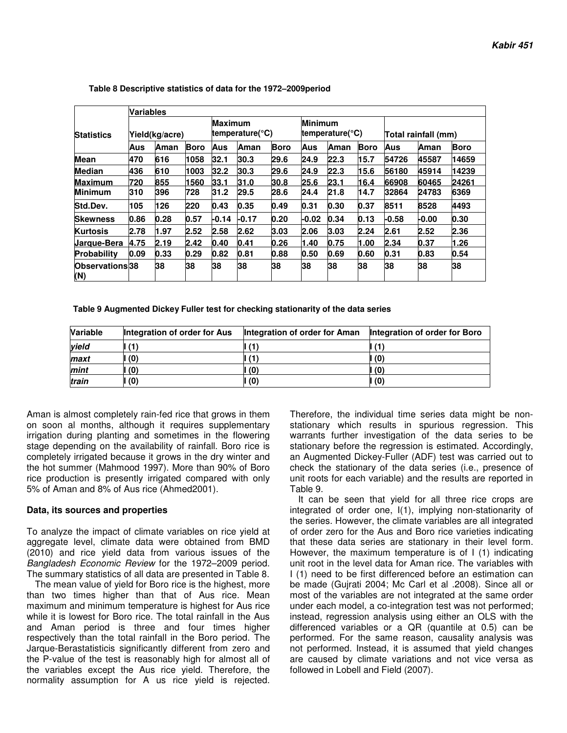**Table 8 Descriptive statistics of data for the 1972–2009period**

| Statistics | Variables | | | | | | | | | | | |
|---|---|---|---|---|---|---|---|---|---|---|---|---|
| | Yield(kg/acre) | | | Maximum temperature(°C) | | | Minimum temperature(°C) | | | Total rainfall (mm) | | |
| | Aus | Aman | Boro | Aus | Aman | Boro | Aus | Aman | Boro | Aus | Aman | Boro |
| Mean | 470 | 616 | 1058 | 32.1 | 30.3 | 29.6 | 24.9 | 22.3 | 15.7 | 54726 | 45587 | 14659 |
| Median | 436 | 610 | 1003 | 32.2 | 30.3 | 29.6 | 24.9 | 22.3 | 15.6 | 56180 | 45914 | 14239 |
| Maximum | 720 | 855 | 1560 | 33.1 | 31.0 | 30.8 | 25.6 | 23.1 | 16.4 | 66908 | 60465 | 24261 |
| Minimum | 310 | 396 | 728 | 31.2 | 29.5 | 28.6 | 24.4 | 21.8 | 14.7 | 32864 | 24783 | 6369 |
| Std.Dev. | 105 | 126 | 220 | 0.43 | 0.35 | 0.49 | 0.31 | 0.30 | 0.37 | 8511 | 8528 | 4493 |
| Skewness | 0.86 | 0.28 | 0.57 | -0.14 | -0.17 | 0.20 | -0.02 | 0.34 | 0.13 | -0.58 | -0.00 | 0.30 |
| Kurtosis | 2.78 | 1.97 | 2.52 | 2.58 | 2.62 | 3.03 | 2.06 | 3.03 | 2.24 | 2.61 | 2.52 | 2.36 |
| Jarque-Bera | 4.75 | 2.19 | 2.42 | 0.40 | 0.41 | 0.26 | 1.40 | 0.75 | 1.00 | 2.34 | 0.37 | 1.26 |
| Probability | 0.09 | 0.33 | 0.29 | 0.82 | 0.81 | 0.88 | 0.50 | 0.69 | 0.60 | 0.31 | 0.83 | 0.54 |
| Observations (N) | 38 | 38 | 38 | 38 | 38 | 38 | 38 | 38 | 38 | 38 | 38 | 38 |

**Table 9 Augmented Dickey Fuller test for checking stationarity of the data series**

| Variable | Integration of order for Aus | Integration of order for Aman | Integration of order for Boro |
|---|---|---|---|
| *yield* | I (1) | I (1) | I (1) |
| *maxt* | I (0) | I (1) | I (0) |
| *mint* | I (0) | I (0) | I (0) |
| *train* | I (0) | I (0) | I (0) |

Aman is almost completely rain-fed rice that grows in them on soon al months, although it requires supplementary irrigation during planting and sometimes in the flowering stage depending on the availability of rainfall. Boro rice is completely irrigated because it grows in the dry winter and the hot summer (Mahmood 1997). More than 90% of Boro rice production is presently irrigated compared with only 5% of Aman and 8% of Aus rice (Ahmed2001).

### Data, its sources and properties

To analyze the impact of climate variables on rice yield at aggregate level, climate data were obtained from BMD (2010) and rice yield data from various issues of the *Bangladesh Economic Review* for the 1972–2009 period. The summary statistics of all data are presented in Table 8.

The mean value of yield for Boro rice is the highest, more than two times higher than that of Aus rice. Mean maximum and minimum temperature is highest for Aus rice while it is lowest for Boro rice. The total rainfall in the Aus and Aman period is three and four times higher respectively than the total rainfall in the Boro period. The Jarque-Berastatisticis significantly different from zero and the P-value of the test is reasonably high for almost all of the variables except the Aus rice yield. Therefore, the normality assumption for A us rice yield is rejected. Therefore, the individual time series data might be non-stationary which results in spurious regression. This warrants further investigation of the data series to be stationary before the regression is estimated. Accordingly, an Augmented Dickey-Fuller (ADF) test was carried out to check the stationary of the data series (i.e., presence of unit roots for each variable) and the results are reported in Table 9.

It can be seen that yield for all three rice crops are integrated of order one, I(1), implying non-stationarity of the series. However, the climate variables are all integrated of order zero for the Aus and Boro rice varieties indicating that these data series are stationary in their level form. However, the maximum temperature is of I (1) indicating unit root in the level data for Aman rice. The variables with I (1) need to be first differenced before an estimation can be made (Gujrati 2004; Mc Carl et al .2008). Since all or most of the variables are not integrated at the same order under each model, a co-integration test was not performed; instead, regression analysis using either an OLS with the differenced variables or a QR (quantile at 0.5) can be performed. For the same reason, causality analysis was not performed. Instead, it is assumed that yield changes are caused by climate variations and not vice versa as followed in Lobell and Field (2007).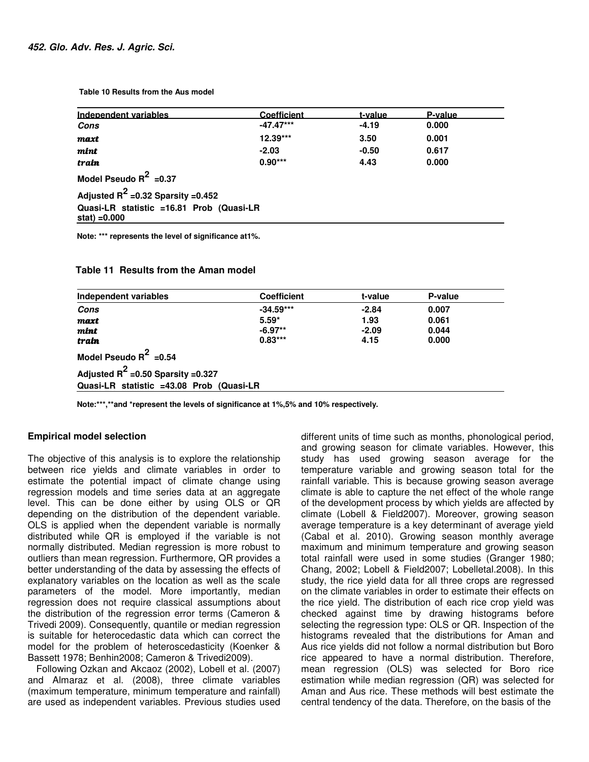**Table 10 Results from the Aus model**

| Independent variables | Coefficient | t-value | P-value |
|---|---|---|---|
| *Cons* | -47.47*** | -4.19 | 0.000 |
| *maxt* | 12.39*** | 3.50 | 0.001 |
| *mint* | -2.03 | -0.50 | 0.617 |
| *train* | 0.90*** | 4.43 | 0.000 |
| Model Pseudo $R^2$ =0.37 | | | |
| Adjusted $R^2$ =0.32 Sparsity =0.452 | | | |
| Quasi-LR statistic =16.81 Prob (Quasi-LR stat) =0.000 | | | |

Note: *** represents the level of significance at1%.

**Table 11 Results from the Aman model**

| Independent variables | Coefficient | t-value | P-value |
|---|---|---|---|
| *Cons* | -34.59*** | -2.84 | 0.007 |
| *maxt* | 5.59* | 1.93 | 0.061 |
| *mint* | -6.97** | -2.09 | 0.044 |
| *train* | 0.83*** | 4.15 | 0.000 |
| Model Pseudo $R^2$ =0.54 | | | |
| Adjusted $R^2$ =0.50 Sparsity =0.327 | | | |
| Quasi-LR statistic =43.08 Prob (Quasi-LR | | | |

Note:***,**and *represent the levels of significance at 1%,5% and 10% respectively.

## Empirical model selection

The objective of this analysis is to explore the relationship between rice yields and climate variables in order to estimate the potential impact of climate change using regression models and time series data at an aggregate level. This can be done either by using OLS or QR depending on the distribution of the dependent variable. OLS is applied when the dependent variable is normally distributed while QR is employed if the variable is not normally distributed. Median regression is more robust to outliers than mean regression. Furthermore, QR provides a better understanding of the data by assessing the effects of explanatory variables on the location as well as the scale parameters of the model. More importantly, median regression does not require classical assumptions about the distribution of the regression error terms (Cameron & Trivedi 2009). Consequently, quantile or median regression is suitable for heterocedastic data which can correct the model for the problem of heteroscedasticity (Koenker & Bassett 1978; Benhin2008; Cameron & Trivedi2009).

Following Ozkan and Akcaoz (2002), Lobell et al. (2007) and Almaraz et al. (2008), three climate variables (maximum temperature, minimum temperature and rainfall) are used as independent variables. Previous studies used different units of time such as months, phonological period, and growing season for climate variables. However, this study has used growing season average for the temperature variable and growing season total for the rainfall variable. This is because growing season average climate is able to capture the net effect of the whole range of the development process by which yields are affected by climate (Lobell & Field2007). Moreover, growing season average temperature is a key determinant of average yield (Cabal et al. 2010). Growing season monthly average maximum and minimum temperature and growing season total rainfall were used in some studies (Granger 1980; Chang, 2002; Lobell & Field2007; Lobelletal.2008). In this study, the rice yield data for all three crops are regressed on the climate variables in order to estimate their effects on the rice yield. The distribution of each rice crop yield was checked against time by drawing histograms before selecting the regression type: OLS or QR. Inspection of the histograms revealed that the distributions for Aman and Aus rice yields did not follow a normal distribution but Boro rice appeared to have a normal distribution. Therefore, mean regression (OLS) was selected for Boro rice estimation while median regression (QR) was selected for Aman and Aus rice. These methods will best estimate the central tendency of the data. Therefore, on the basis of the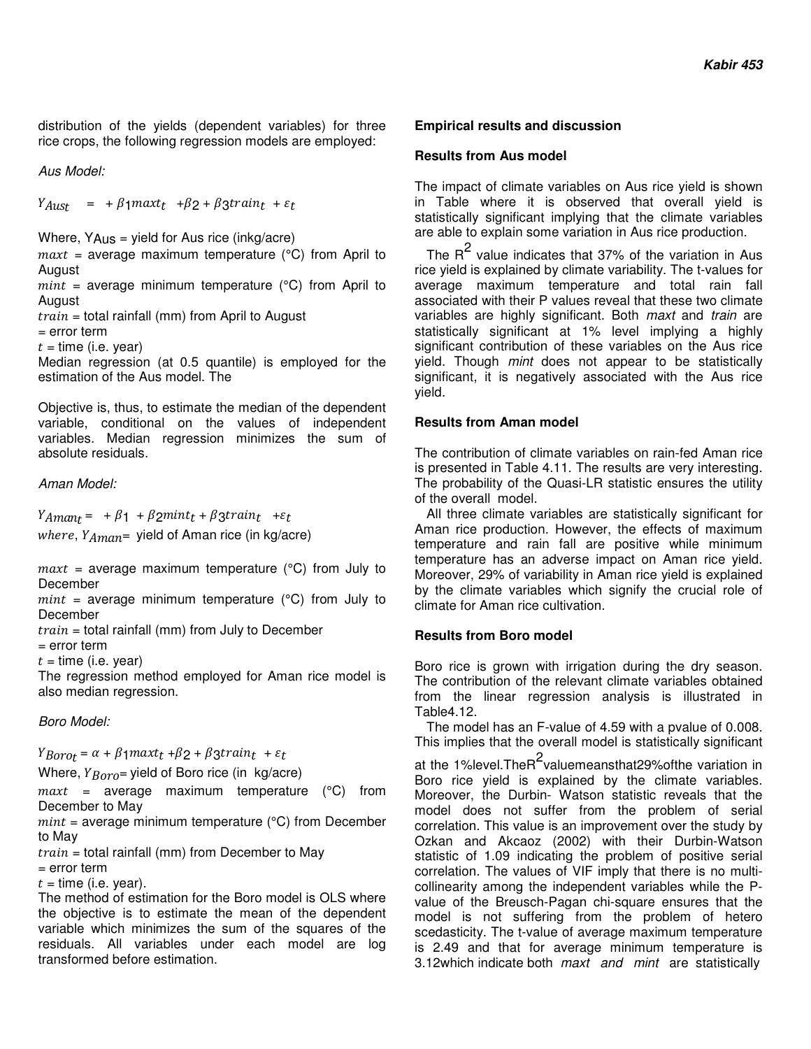distribution of the yields (dependent variables) for three rice crops, the following regression models are employed:

*Aus Model:*

$$Y_{Aust} \;\; = \;\; + \beta_1 maxt_t \;\; + \beta 2 + \beta_3 train_t \;\; + \varepsilon_t$$

Where, $Y_{Aus}$ = yield for Aus rice (inkg/acre)

$maxt$ = average maximum temperature (°C) from April to August

$mint$ = average minimum temperature (°C) from April to August

$train$ = total rainfall (mm) from April to August

= error term

$t$ = time (i.e. year)

Median regression (at 0.5 quantile) is employed for the estimation of the Aus model. The

Objective is, thus, to estimate the median of the dependent variable, conditional on the values of independent variables. Median regression minimizes the sum of absolute residuals.

*Aman Model:*

$$Y_{Aman_t} = \;\; + \beta_1 \;\; + \beta_2 mint_t + \beta_3 train_t \;\;\; + \varepsilon_t$$

$where$, $Y_{Aman}$= yield of Aman rice (in kg/acre)

$maxt$ = average maximum temperature (°C) from July to December

$mint$ = average minimum temperature (°C) from July to December

$train$ = total rainfall (mm) from July to December

= error term

$t$ = time (i.e. year)

The regression method employed for Aman rice model is also median regression.

*Boro Model:*

$$Y_{Boro_t} = \alpha + \beta_1 maxt_t + \beta 2 + \beta_3 train_t \;\; + \varepsilon_t$$

Where, $Y_{Boro}$= yield of Boro rice (in kg/acre)

$maxt$ = average maximum temperature (°C) from December to May

$mint$ = average minimum temperature (°C) from December to May

$train$ = total rainfall (mm) from December to May

= error term

$t$ = time (i.e. year).

The method of estimation for the Boro model is OLS where the objective is to estimate the mean of the dependent variable which minimizes the sum of the squares of the residuals. All variables under each model are log transformed before estimation.

**Empirical results and discussion**

**Results from Aus model**

The impact of climate variables on Aus rice yield is shown in Table where it is observed that overall yield is statistically significant implying that the climate variables are able to explain some variation in Aus rice production.

The $R^2$ value indicates that 37% of the variation in Aus rice yield is explained by climate variability. The t-values for average maximum temperature and total rain fall associated with their P values reveal that these two climate variables are highly significant. Both *maxt* and *train* are statistically significant at 1% level implying a highly significant contribution of these variables on the Aus rice yield. Though *mint* does not appear to be statistically significant, it is negatively associated with the Aus rice yield.

**Results from Aman model**

The contribution of climate variables on rain-fed Aman rice is presented in Table 4.11. The results are very interesting. The probability of the Quasi-LR statistic ensures the utility of the overall model.

All three climate variables are statistically significant for Aman rice production. However, the effects of maximum temperature and rain fall are positive while minimum temperature has an adverse impact on Aman rice yield. Moreover, 29% of variability in Aman rice yield is explained by the climate variables which signify the crucial role of climate for Aman rice cultivation.

**Results from Boro model**

Boro rice is grown with irrigation during the dry season. The contribution of the relevant climate variables obtained from the linear regression analysis is illustrated in Table4.12.

The model has an F-value of 4.59 with a pvalue of 0.008. This implies that the overall model is statistically significant at the 1%level.The$R^2$valuemeansthat29%ofthe variation in Boro rice yield is explained by the climate variables. Moreover, the Durbin- Watson statistic reveals that the model does not suffer from the problem of serial correlation. This value is an improvement over the study by Ozkan and Akcaoz (2002) with their Durbin-Watson statistic of 1.09 indicating the problem of positive serial correlation. The values of VIF imply that there is no multi-collinearity among the independent variables while the P-value of the Breusch-Pagan chi-square ensures that the model is not suffering from the problem of hetero scedasticity. The t-value of average maximum temperature is 2.49 and that for average minimum temperature is 3.12which indicate both *maxt and mint* are statistically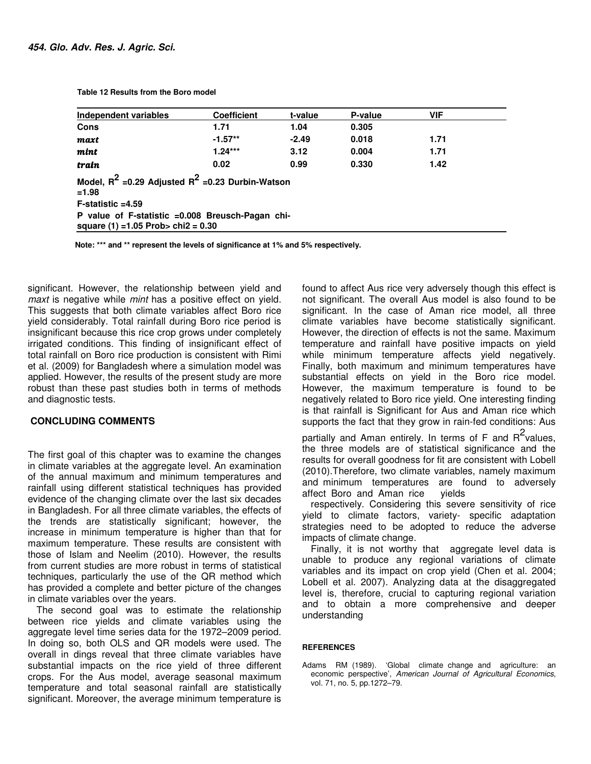**Table 12 Results from the Boro model**

| Independent variables | Coefficient | t-value | P-value | VIF |
|---|---|---|---|---|
| Cons | 1.71 | 1.04 | 0.305 | |
| *maxt* | -1.57** | -2.49 | 0.018 | 1.71 |
| *mint* | 1.24*** | 3.12 | 0.004 | 1.71 |
| *train* | 0.02 | 0.99 | 0.330 | 1.42 |
| Model, $R^2$ =0.29 Adjusted $R^2$ =0.23 Durbin-Watson =1.98 | | | | |
| F-statistic =4.59 | | | | |
| P value of F-statistic =0.008 Breusch-Pagan chi-square (1) =1.05 Prob> chi2 = 0.30 | | | | |

**Note: *** and ** represent the levels of significance at 1% and 5% respectively.**

significant. However, the relationship between yield and *maxt* is negative while *mint* has a positive effect on yield. This suggests that both climate variables affect Boro rice yield considerably. Total rainfall during Boro rice period is insignificant because this rice crop grows under completely irrigated conditions. This finding of insignificant effect of total rainfall on Boro rice production is consistent with Rimi et al. (2009) for Bangladesh where a simulation model was applied. However, the results of the present study are more robust than these past studies both in terms of methods and diagnostic tests.

## CONCLUDING COMMENTS

The first goal of this chapter was to examine the changes in climate variables at the aggregate level. An examination of the annual maximum and minimum temperatures and rainfall using different statistical techniques has provided evidence of the changing climate over the last six decades in Bangladesh. For all three climate variables, the effects of the trends are statistically significant; however, the increase in minimum temperature is higher than that for maximum temperature. These results are consistent with those of Islam and Neelim (2010). However, the results from current studies are more robust in terms of statistical techniques, particularly the use of the QR method which has provided a complete and better picture of the changes in climate variables over the years.

The second goal was to estimate the relationship between rice yields and climate variables using the aggregate level time series data for the 1972–2009 period. In doing so, both OLS and QR models were used. The overall in dings reveal that three climate variables have substantial impacts on the rice yield of three different crops. For the Aus model, average seasonal maximum temperature and total seasonal rainfall are statistically significant. Moreover, the average minimum temperature is found to affect Aus rice very adversely though this effect is not significant. The overall Aus model is also found to be significant. In the case of Aman rice model, all three climate variables have become statistically significant. However, the direction of effects is not the same. Maximum temperature and rainfall have positive impacts on yield while minimum temperature affects yield negatively. Finally, both maximum and minimum temperatures have substantial effects on yield in the Boro rice model. However, the maximum temperature is found to be negatively related to Boro rice yield. One interesting finding is that rainfall is Significant for Aus and Aman rice which supports the fact that they grow in rain-fed conditions: Aus partially and Aman entirely. In terms of F and $R^2$values, the three models are of statistical significance and the results for overall goodness for fit are consistent with Lobell (2010).Therefore, two climate variables, namely maximum and minimum temperatures are found to adversely affect Boro and Aman rice yields respectively. Considering this severe sensitivity of rice yield to climate factors, variety- specific adaptation strategies need to be adopted to reduce the adverse impacts of climate change.

Finally, it is not worthy that aggregate level data is unable to produce any regional variations of climate variables and its impact on crop yield (Chen et al. 2004; Lobell et al. 2007). Analyzing data at the disaggregated level is, therefore, crucial to capturing regional variation and to obtain a more comprehensive and deeper understanding

### REFERENCES

Adams RM (1989). 'Global climate change and agriculture: an economic perspective', *American Journal of Agricultural Economics*, vol. 71, no. 5, pp.1272–79.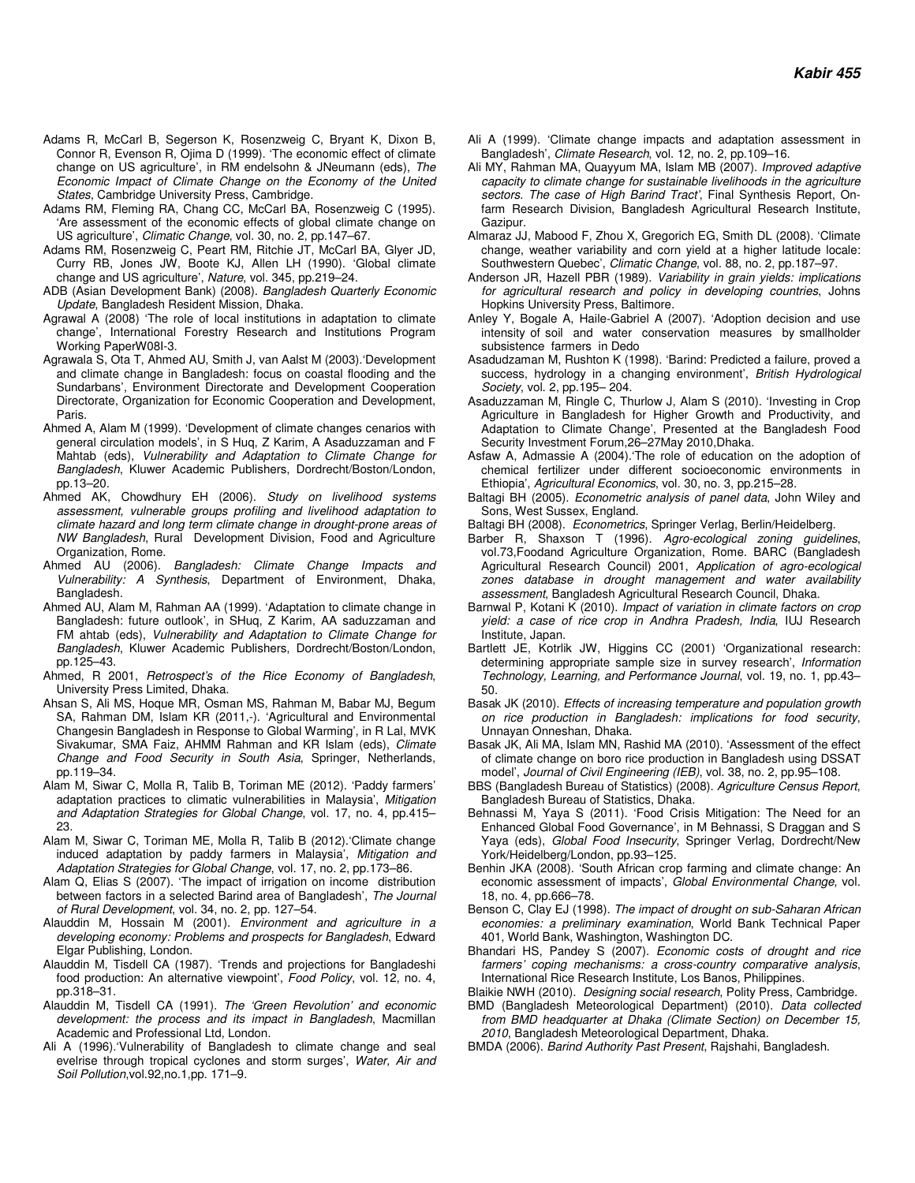Adams R, McCarl B, Segerson K, Rosenzweig C, Bryant K, Dixon B, Connor R, Evenson R, Ojima D (1999). 'The economic effect of climate change on US agriculture', in RM endelsohn & JNeumann (eds), *The Economic Impact of Climate Change on the Economy of the United States*, Cambridge University Press, Cambridge.

Adams RM, Fleming RA, Chang CC, McCarl BA, Rosenzweig C (1995). 'Are assessment of the economic effects of global climate change on US agriculture', *Climatic Change*, vol. 30, no. 2, pp.147–67.

Adams RM, Rosenzweig C, Peart RM, Ritchie JT, McCarl BA, Glyer JD, Curry RB, Jones JW, Boote KJ, Allen LH (1990). 'Global climate change and US agriculture', *Nature*, vol. 345, pp.219–24.

ADB (Asian Development Bank) (2008). *Bangladesh Quarterly Economic Update*, Bangladesh Resident Mission, Dhaka.

Agrawal A (2008) 'The role of local institutions in adaptation to climate change', International Forestry Research and Institutions Program Working PaperW08I-3.

Agrawala S, Ota T, Ahmed AU, Smith J, van Aalst M (2003).'Development and climate change in Bangladesh: focus on coastal flooding and the Sundarbans', Environment Directorate and Development Cooperation Directorate, Organization for Economic Cooperation and Development, Paris.

Ahmed A, Alam M (1999). 'Development of climate changes cenarios with general circulation models', in S Huq, Z Karim, A Asaduzzaman and F Mahtab (eds), *Vulnerability and Adaptation to Climate Change for Bangladesh*, Kluwer Academic Publishers, Dordrecht/Boston/London, pp.13–20.

Ahmed AK, Chowdhury EH (2006). *Study on livelihood systems assessment, vulnerable groups profiling and livelihood adaptation to climate hazard and long term climate change in drought-prone areas of NW Bangladesh*, Rural Development Division, Food and Agriculture Organization, Rome.

Ahmed AU (2006). *Bangladesh: Climate Change Impacts and Vulnerability: A Synthesis*, Department of Environment, Dhaka, Bangladesh.

Ahmed AU, Alam M, Rahman AA (1999). 'Adaptation to climate change in Bangladesh: future outlook', in SHuq, Z Karim, AA saduzzaman and FM ahtab (eds), *Vulnerability and Adaptation to Climate Change for Bangladesh*, Kluwer Academic Publishers, Dordrecht/Boston/London, pp.125–43.

Ahmed, R 2001, *Retrospect's of the Rice Economy of Bangladesh*, University Press Limited, Dhaka.

Ahsan S, Ali MS, Hoque MR, Osman MS, Rahman M, Babar MJ, Begum SA, Rahman DM, Islam KR (2011,-). 'Agricultural and Environmental Changesin Bangladesh in Response to Global Warming', in R Lal, MVK Sivakumar, SMA Faiz, AHMM Rahman and KR Islam (eds), *Climate Change and Food Security in South Asia*, Springer, Netherlands, pp.119–34.

Alam M, Siwar C, Molla R, Talib B, Toriman ME (2012). 'Paddy farmers' adaptation practices to climatic vulnerabilities in Malaysia', *Mitigation and Adaptation Strategies for Global Change*, vol. 17, no. 4, pp.415–23.

Alam M, Siwar C, Toriman ME, Molla R, Talib B (2012).'Climate change induced adaptation by paddy farmers in Malaysia', *Mitigation and Adaptation Strategies for Global Change*, vol. 17, no. 2, pp.173–86.

Alam Q, Elias S (2007). 'The impact of irrigation on income distribution between factors in a selected Barind area of Bangladesh', *The Journal of Rural Development*, vol. 34, no. 2, pp. 127–54.

Alauddin M, Hossain M (2001). *Environment and agriculture in a developing economy: Problems and prospects for Bangladesh*, Edward Elgar Publishing, London.

Alauddin M, Tisdell CA (1987). 'Trends and projections for Bangladeshi food production: An alternative viewpoint', *Food Policy*, vol. 12, no. 4, pp.318–31.

Alauddin M, Tisdell CA (1991). *The 'Green Revolution' and economic development: the process and its impact in Bangladesh*, Macmillan Academic and Professional Ltd, London.

Ali A (1996).'Vulnerability of Bangladesh to climate change and seal evelrise through tropical cyclones and storm surges', *Water, Air and Soil Pollution*,vol.92,no.1,pp. 171–9.

Ali A (1999). 'Climate change impacts and adaptation assessment in Bangladesh', *Climate Research*, vol. 12, no. 2, pp.109–16.

Ali MY, Rahman MA, Quayyum MA, Islam MB (2007). *Improved adaptive capacity to climate change for sustainable livelihoods in the agriculture sectors. The case of High Barind Tract'*, Final Synthesis Report, On-farm Research Division, Bangladesh Agricultural Research Institute, Gazipur.

Almaraz JJ, Mabood F, Zhou X, Gregorich EG, Smith DL (2008). 'Climate change, weather variability and corn yield at a higher latitude locale: Southwestern Quebec', *Climatic Change*, vol. 88, no. 2, pp.187–97.

Anderson JR, Hazell PBR (1989). *Variability in grain yields: implications for agricultural research and policy in developing countries*, Johns Hopkins University Press, Baltimore.

Anley Y, Bogale A, Haile-Gabriel A (2007). 'Adoption decision and use intensity of soil and water conservation measures by smallholder subsistence farmers in Dedo

Asadudzaman M, Rushton K (1998). 'Barind: Predicted a failure, proved a success, hydrology in a changing environment', *British Hydrological Society*, vol. 2, pp.195– 204.

Asaduzzaman M, Ringle C, Thurlow J, Alam S (2010). 'Investing in Crop Agriculture in Bangladesh for Higher Growth and Productivity, and Adaptation to Climate Change', Presented at the Bangladesh Food Security Investment Forum,26–27May 2010,Dhaka.

Asfaw A, Admassie A (2004).'The role of education on the adoption of chemical fertilizer under different socioeconomic environments in Ethiopia', *Agricultural Economics*, vol. 30, no. 3, pp.215–28.

Baltagi BH (2005). *Econometric analysis of panel data*, John Wiley and Sons, West Sussex, England.

Baltagi BH (2008). *Econometrics*, Springer Verlag, Berlin/Heidelberg.

Barber R, Shaxson T (1996). *Agro-ecological zoning guidelines*, vol.73,Foodand Agriculture Organization, Rome. BARC (Bangladesh Agricultural Research Council) 2001, *Application of agro-ecological zones database in drought management and water availability assessment*, Bangladesh Agricultural Research Council, Dhaka.

Barnwal P, Kotani K (2010). *Impact of variation in climate factors on crop yield: a case of rice crop in Andhra Pradesh, India*, IUJ Research Institute, Japan.

Bartlett JE, Kotrlik JW, Higgins CC (2001) 'Organizational research: determining appropriate sample size in survey research', *Information Technology, Learning, and Performance Journal*, vol. 19, no. 1, pp.43–50.

Basak JK (2010). *Effects of increasing temperature and population growth on rice production in Bangladesh: implications for food security*, Unnayan Onneshan, Dhaka.

Basak JK, Ali MA, Islam MN, Rashid MA (2010). 'Assessment of the effect of climate change on boro rice production in Bangladesh using DSSAT model', *Journal of Civil Engineering (IEB)*, vol. 38, no. 2, pp.95–108.

BBS (Bangladesh Bureau of Statistics) (2008). *Agriculture Census Report*, Bangladesh Bureau of Statistics, Dhaka.

Behnassi M, Yaya S (2011). 'Food Crisis Mitigation: The Need for an Enhanced Global Food Governance', in M Behnassi, S Draggan and S Yaya (eds), *Global Food Insecurity*, Springer Verlag, Dordrecht/New York/Heidelberg/London, pp.93–125.

Benhin JKA (2008). 'South African crop farming and climate change: An economic assessment of impacts', *Global Environmental Change*, vol. 18, no. 4, pp.666–78.

Benson C, Clay EJ (1998). *The impact of drought on sub-Saharan African economies: a preliminary examination*, World Bank Technical Paper 401, World Bank, Washington, Washington DC.

Bhandari HS, Pandey S (2007). *Economic costs of drought and rice farmers' coping mechanisms: a cross-country comparative analysis*, International Rice Research Institute, Los Banos, Philippines.

Blaikie NWH (2010). *Designing social research*, Polity Press, Cambridge.

BMD (Bangladesh Meteorological Department) (2010). *Data collected from BMD headquarter at Dhaka (Climate Section) on December 15, 2010*, Bangladesh Meteorological Department, Dhaka.

BMDA (2006). *Barind Authority Past Present*, Rajshahi, Bangladesh.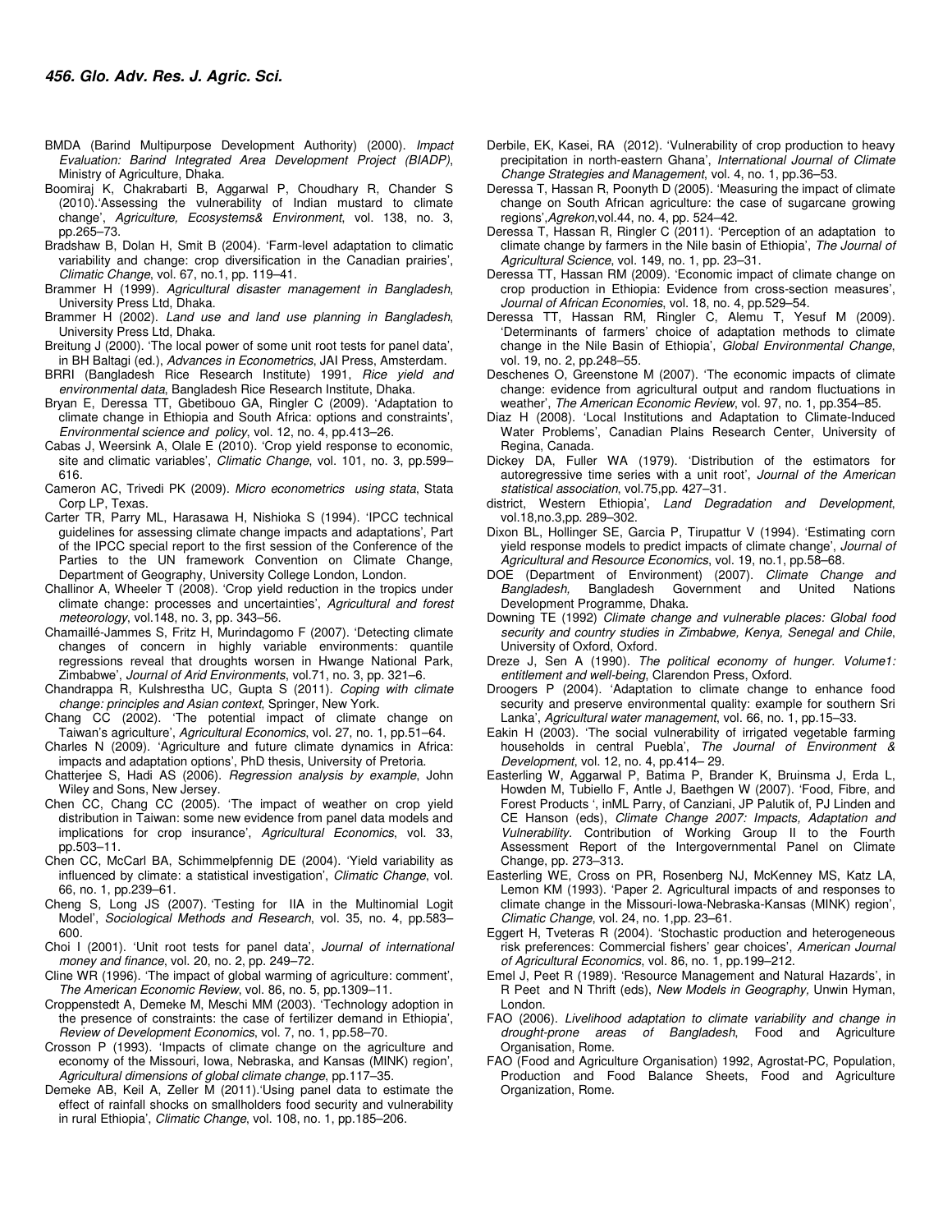BMDA (Barind Multipurpose Development Authority) (2000). *Impact Evaluation: Barind Integrated Area Development Project (BIADP)*, Ministry of Agriculture, Dhaka.

Boomiraj K, Chakrabarti B, Aggarwal P, Choudhary R, Chander S (2010).'Assessing the vulnerability of Indian mustard to climate change', *Agriculture, Ecosystems& Environment*, vol. 138, no. 3, pp.265–73.

Bradshaw B, Dolan H, Smit B (2004). 'Farm-level adaptation to climatic variability and change: crop diversification in the Canadian prairies', *Climatic Change*, vol. 67, no.1, pp. 119–41.

Brammer H (1999). *Agricultural disaster management in Bangladesh*, University Press Ltd, Dhaka.

Brammer H (2002). *Land use and land use planning in Bangladesh*, University Press Ltd, Dhaka.

Breitung J (2000). 'The local power of some unit root tests for panel data', in BH Baltagi (ed.), *Advances in Econometrics*, JAI Press, Amsterdam.

BRRI (Bangladesh Rice Research Institute) 1991, *Rice yield and environmental data*, Bangladesh Rice Research Institute, Dhaka.

Bryan E, Deressa TT, Gbetibouo GA, Ringler C (2009). 'Adaptation to climate change in Ethiopia and South Africa: options and constraints', *Environmental science and policy*, vol. 12, no. 4, pp.413–26.

Cabas J, Weersink A, Olale E (2010). 'Crop yield response to economic, site and climatic variables', *Climatic Change*, vol. 101, no. 3, pp.599–616.

Cameron AC, Trivedi PK (2009). *Micro econometrics using stata*, Stata Corp LP, Texas.

Carter TR, Parry ML, Harasawa H, Nishioka S (1994). 'IPCC technical guidelines for assessing climate change impacts and adaptations', Part of the IPCC special report to the first session of the Conference of the Parties to the UN framework Convention on Climate Change, Department of Geography, University College London, London.

Challinor A, Wheeler T (2008). 'Crop yield reduction in the tropics under climate change: processes and uncertainties', *Agricultural and forest meteorology*, vol.148, no. 3, pp. 343–56.

Chamaillé-Jammes S, Fritz H, Murindagomo F (2007). 'Detecting climate changes of concern in highly variable environments: quantile regressions reveal that droughts worsen in Hwange National Park, Zimbabwe', *Journal of Arid Environments*, vol.71, no. 3, pp. 321–6.

Chandrappa R, Kulshrestha UC, Gupta S (2011). *Coping with climate change: principles and Asian context*, Springer, New York.

Chang CC (2002). 'The potential impact of climate change on Taiwan's agriculture', *Agricultural Economics*, vol. 27, no. 1, pp.51–64.

Charles N (2009). 'Agriculture and future climate dynamics in Africa: impacts and adaptation options', PhD thesis, University of Pretoria.

Chatterjee S, Hadi AS (2006). *Regression analysis by example*, John Wiley and Sons, New Jersey.

Chen CC, Chang CC (2005). 'The impact of weather on crop yield distribution in Taiwan: some new evidence from panel data models and implications for crop insurance', *Agricultural Economics*, vol. 33, pp.503–11.

Chen CC, McCarl BA, Schimmelpfennig DE (2004). 'Yield variability as influenced by climate: a statistical investigation', *Climatic Change*, vol. 66, no. 1, pp.239–61.

Cheng S, Long JS (2007). 'Testing for IIA in the Multinomial Logit Model', *Sociological Methods and Research*, vol. 35, no. 4, pp.583–600.

Choi I (2001). 'Unit root tests for panel data', *Journal of international money and finance*, vol. 20, no. 2, pp. 249–72.

Cline WR (1996). 'The impact of global warming of agriculture: comment', *The American Economic Review*, vol. 86, no. 5, pp.1309–11.

Croppenstedt A, Demeke M, Meschi MM (2003). 'Technology adoption in the presence of constraints: the case of fertilizer demand in Ethiopia', *Review of Development Economics*, vol. 7, no. 1, pp.58–70.

Crosson P (1993). 'Impacts of climate change on the agriculture and economy of the Missouri, Iowa, Nebraska, and Kansas (MINK) region', *Agricultural dimensions of global climate change*, pp.117–35.

Demeke AB, Keil A, Zeller M (2011).'Using panel data to estimate the effect of rainfall shocks on smallholders food security and vulnerability in rural Ethiopia', *Climatic Change*, vol. 108, no. 1, pp.185–206.

Derbile, EK, Kasei, RA (2012). 'Vulnerability of crop production to heavy precipitation in north-eastern Ghana', *International Journal of Climate Change Strategies and Management*, vol. 4, no. 1, pp.36–53.

Deressa T, Hassan R, Poonyth D (2005). 'Measuring the impact of climate change on South African agriculture: the case of sugarcane growing regions',*Agrekon*,vol.44, no. 4, pp. 524–42.

Deressa T, Hassan R, Ringler C (2011). 'Perception of an adaptation to climate change by farmers in the Nile basin of Ethiopia', *The Journal of Agricultural Science*, vol. 149, no. 1, pp. 23–31.

Deressa TT, Hassan RM (2009). 'Economic impact of climate change on crop production in Ethiopia: Evidence from cross-section measures', *Journal of African Economies*, vol. 18, no. 4, pp.529–54.

Deressa TT, Hassan RM, Ringler C, Alemu T, Yesuf M (2009). 'Determinants of farmers' choice of adaptation methods to climate change in the Nile Basin of Ethiopia', *Global Environmental Change*, vol. 19, no. 2, pp.248–55.

Deschenes O, Greenstone M (2007). 'The economic impacts of climate change: evidence from agricultural output and random fluctuations in weather', *The American Economic Review*, vol. 97, no. 1, pp.354–85.

Diaz H (2008). 'Local Institutions and Adaptation to Climate-Induced Water Problems', Canadian Plains Research Center, University of Regina, Canada.

Dickey DA, Fuller WA (1979). 'Distribution of the estimators for autoregressive time series with a unit root', *Journal of the American statistical association*, vol.75,pp. 427–31.

district, Western Ethiopia', *Land Degradation and Development*, vol.18,no.3,pp. 289–302.

Dixon BL, Hollinger SE, Garcia P, Tirupattur V (1994). 'Estimating corn yield response models to predict impacts of climate change', *Journal of Agricultural and Resource Economics*, vol. 19, no.1, pp.58–68.

DOE (Department of Environment) (2007). *Climate Change and Bangladesh,* Bangladesh Government and United Nations Development Programme, Dhaka.

Downing TE (1992) *Climate change and vulnerable places: Global food security and country studies in Zimbabwe, Kenya, Senegal and Chile*, University of Oxford, Oxford.

Dreze J, Sen A (1990). *The political economy of hunger. Volume1: entitlement and well-being*, Clarendon Press, Oxford.

Droogers P (2004). 'Adaptation to climate change to enhance food security and preserve environmental quality: example for southern Sri Lanka', *Agricultural water management*, vol. 66, no. 1, pp.15–33.

Eakin H (2003). 'The social vulnerability of irrigated vegetable farming households in central Puebla', *The Journal of Environment & Development*, vol. 12, no. 4, pp.414– 29.

Easterling W, Aggarwal P, Batima P, Brander K, Bruinsma J, Erda L, Howden M, Tubiello F, Antle J, Baethgen W (2007). 'Food, Fibre, and Forest Products ', inML Parry, of Canziani, JP Palutik of, PJ Linden and CE Hanson (eds), *Climate Change 2007: Impacts, Adaptation and Vulnerability.* Contribution of Working Group II to the Fourth Assessment Report of the Intergovernmental Panel on Climate Change, pp. 273–313.

Easterling WE, Cross on PR, Rosenberg NJ, McKenney MS, Katz LA, Lemon KM (1993). 'Paper 2. Agricultural impacts of and responses to climate change in the Missouri-Iowa-Nebraska-Kansas (MINK) region', *Climatic Change*, vol. 24, no. 1,pp. 23–61.

Eggert H, Tveteras R (2004). 'Stochastic production and heterogeneous risk preferences: Commercial fishers' gear choices', *American Journal of Agricultural Economics*, vol. 86, no. 1, pp.199–212.

Emel J, Peet R (1989). 'Resource Management and Natural Hazards', in R Peet and N Thrift (eds), *New Models in Geography,* Unwin Hyman, London.

FAO (2006). *Livelihood adaptation to climate variability and change in drought-prone areas of Bangladesh*, Food and Agriculture Organisation, Rome.

FAO (Food and Agriculture Organisation) 1992, Agrostat-PC, Population, Production and Food Balance Sheets, Food and Agriculture Organization, Rome.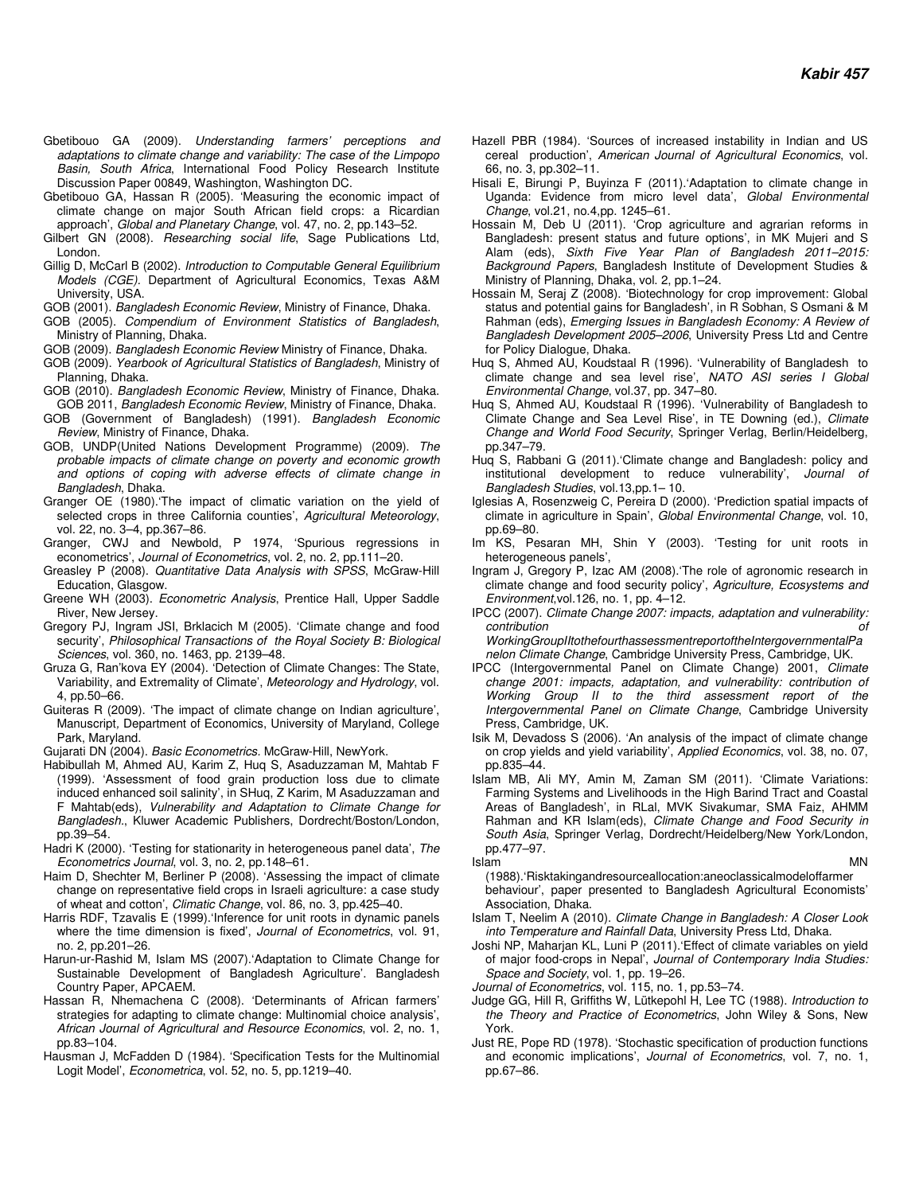Gbetibouo GA (2009). *Understanding farmers' perceptions and adaptations to climate change and variability: The case of the Limpopo Basin, South Africa*, International Food Policy Research Institute Discussion Paper 00849, Washington, Washington DC.

Gbetibouo GA, Hassan R (2005). 'Measuring the economic impact of climate change on major South African field crops: a Ricardian approach', *Global and Planetary Change*, vol. 47, no. 2, pp.143–52.

Gilbert GN (2008). *Researching social life*, Sage Publications Ltd, London.

Gillig D, McCarl B (2002). *Introduction to Computable General Equilibrium Models (CGE)*. Department of Agricultural Economics, Texas A&M University, USA.

GOB (2001). *Bangladesh Economic Review*, Ministry of Finance, Dhaka.

GOB (2005). *Compendium of Environment Statistics of Bangladesh*, Ministry of Planning, Dhaka.

GOB (2009). *Bangladesh Economic Review* Ministry of Finance, Dhaka.

GOB (2009). *Yearbook of Agricultural Statistics of Bangladesh*, Ministry of Planning, Dhaka.

GOB (2010). *Bangladesh Economic Review*, Ministry of Finance, Dhaka. GOB 2011, *Bangladesh Economic Review*, Ministry of Finance, Dhaka.

GOB (Government of Bangladesh) (1991). *Bangladesh Economic Review*, Ministry of Finance, Dhaka.

GOB, UNDP(United Nations Development Programme) (2009). *The probable impacts of climate change on poverty and economic growth and options of coping with adverse effects of climate change in Bangladesh*, Dhaka.

Granger OE (1980).'The impact of climatic variation on the yield of selected crops in three California counties', *Agricultural Meteorology*, vol. 22, no. 3–4, pp.367–86.

Granger, CWJ and Newbold, P 1974, 'Spurious regressions in econometrics', *Journal of Econometrics*, vol. 2, no. 2, pp.111–20.

Greasley P (2008). *Quantitative Data Analysis with SPSS*, McGraw-Hill Education, Glasgow.

Greene WH (2003). *Econometric Analysis*, Prentice Hall, Upper Saddle River, New Jersey.

Gregory PJ, Ingram JSI, Brklacich M (2005). 'Climate change and food security', *Philosophical Transactions of the Royal Society B: Biological Sciences*, vol. 360, no. 1463, pp. 2139–48.

Gruza G, Ran'kova EY (2004). 'Detection of Climate Changes: The State, Variability, and Extremality of Climate', *Meteorology and Hydrology*, vol. 4, pp.50–66.

Guiteras R (2009). 'The impact of climate change on Indian agriculture', Manuscript, Department of Economics, University of Maryland, College Park, Maryland.

Gujarati DN (2004). *Basic Econometrics*. McGraw-Hill, NewYork.

Habibullah M, Ahmed AU, Karim Z, Huq S, Asaduzzaman M, Mahtab F (1999). 'Assessment of food grain production loss due to climate induced enhanced soil salinity', in SHuq, Z Karim, M Asaduzzaman and F Mahtab(eds), *Vulnerability and Adaptation to Climate Change for Bangladesh.*, Kluwer Academic Publishers, Dordrecht/Boston/London, pp.39–54.

Hadri K (2000). 'Testing for stationarity in heterogeneous panel data', *The Econometrics Journal*, vol. 3, no. 2, pp.148–61.

Haim D, Shechter M, Berliner P (2008). 'Assessing the impact of climate change on representative field crops in Israeli agriculture: a case study of wheat and cotton', *Climatic Change*, vol. 86, no. 3, pp.425–40.

Harris RDF, Tzavalis E (1999).'Inference for unit roots in dynamic panels where the time dimension is fixed', *Journal of Econometrics*, vol. 91, no. 2, pp.201–26.

Harun-ur-Rashid M, Islam MS (2007).'Adaptation to Climate Change for Sustainable Development of Bangladesh Agriculture'. Bangladesh Country Paper, APCAEM.

Hassan R, Nhemachena C (2008). 'Determinants of African farmers' strategies for adapting to climate change: Multinomial choice analysis', *African Journal of Agricultural and Resource Economics*, vol. 2, no. 1, pp.83–104.

Hausman J, McFadden D (1984). 'Specification Tests for the Multinomial Logit Model', *Econometrica*, vol. 52, no. 5, pp.1219–40.

Hazell PBR (1984). 'Sources of increased instability in Indian and US cereal production', *American Journal of Agricultural Economics*, vol. 66, no. 3, pp.302–11.

Hisali E, Birungi P, Buyinza F (2011).'Adaptation to climate change in Uganda: Evidence from micro level data', *Global Environmental Change*, vol.21, no.4,pp. 1245–61.

Hossain M, Deb U (2011). 'Crop agriculture and agrarian reforms in Bangladesh: present status and future options', in MK Mujeri and S Alam (eds), *Sixth Five Year Plan of Bangladesh 2011–2015: Background Papers*, Bangladesh Institute of Development Studies & Ministry of Planning, Dhaka, vol. 2, pp.1–24.

Hossain M, Seraj Z (2008). 'Biotechnology for crop improvement: Global status and potential gains for Bangladesh', in R Sobhan, S Osmani & M Rahman (eds), *Emerging Issues in Bangladesh Economy: A Review of Bangladesh Development 2005–2006*, University Press Ltd and Centre for Policy Dialogue, Dhaka.

Huq S, Ahmed AU, Koudstaal R (1996). 'Vulnerability of Bangladesh to climate change and sea level rise', *NATO ASI series I Global Environmental Change*, vol.37, pp. 347–80.

Huq S, Ahmed AU, Koudstaal R (1996). 'Vulnerability of Bangladesh to Climate Change and Sea Level Rise', in TE Downing (ed.), *Climate Change and World Food Security*, Springer Verlag, Berlin/Heidelberg, pp.347–79.

Huq S, Rabbani G (2011).'Climate change and Bangladesh: policy and institutional development to reduce vulnerability', *Journal of Bangladesh Studies*, vol.13,pp.1– 10.

Iglesias A, Rosenzweig C, Pereira D (2000). 'Prediction spatial impacts of climate in agriculture in Spain', *Global Environmental Change*, vol. 10, pp.69–80.

Im KS, Pesaran MH, Shin Y (2003). 'Testing for unit roots in heterogeneous panels',

Ingram J, Gregory P, Izac AM (2008).'The role of agronomic research in climate change and food security policy', *Agriculture, Ecosystems and Environment*,vol.126, no. 1, pp. 4–12.

IPCC (2007). *Climate Change 2007: impacts, adaptation and vulnerability: contribution of WorkingGroupIItothefourthassessmentreportoftheIntergovernmentalPanelon Climate Change*, Cambridge University Press, Cambridge, UK.

IPCC (Intergovernmental Panel on Climate Change) 2001, *Climate change 2001: impacts, adaptation, and vulnerability: contribution of Working Group II to the third assessment report of the Intergovernmental Panel on Climate Change*, Cambridge University Press, Cambridge, UK.

Isik M, Devadoss S (2006). 'An analysis of the impact of climate change on crop yields and yield variability', *Applied Economics*, vol. 38, no. 07, pp.835–44.

Islam MB, Ali MY, Amin M, Zaman SM (2011). 'Climate Variations: Farming Systems and Livelihoods in the High Barind Tract and Coastal Areas of Bangladesh', in RLal, MVK Sivakumar, SMA Faiz, AHMM Rahman and KR Islam(eds), *Climate Change and Food Security in South Asia*, Springer Verlag, Dordrecht/Heidelberg/New York/London, pp.477–97.

Islam MN (1988).'Risktakingandresourceallocation:aneoclassicalmodeloffarmer behaviour', paper presented to Bangladesh Agricultural Economists' Association, Dhaka.

Islam T, Neelim A (2010). *Climate Change in Bangladesh: A Closer Look into Temperature and Rainfall Data*, University Press Ltd, Dhaka.

Joshi NP, Maharjan KL, Luni P (2011).'Effect of climate variables on yield of major food-crops in Nepal', *Journal of Contemporary India Studies: Space and Society*, vol. 1, pp. 19–26.

*Journal of Econometrics*, vol. 115, no. 1, pp.53–74.

Judge GG, Hill R, Griffiths W, Lütkepohl H, Lee TC (1988). *Introduction to the Theory and Practice of Econometrics*, John Wiley & Sons, New York.

Just RE, Pope RD (1978). 'Stochastic specification of production functions and economic implications', *Journal of Econometrics*, vol. 7, no. 1, pp.67–86.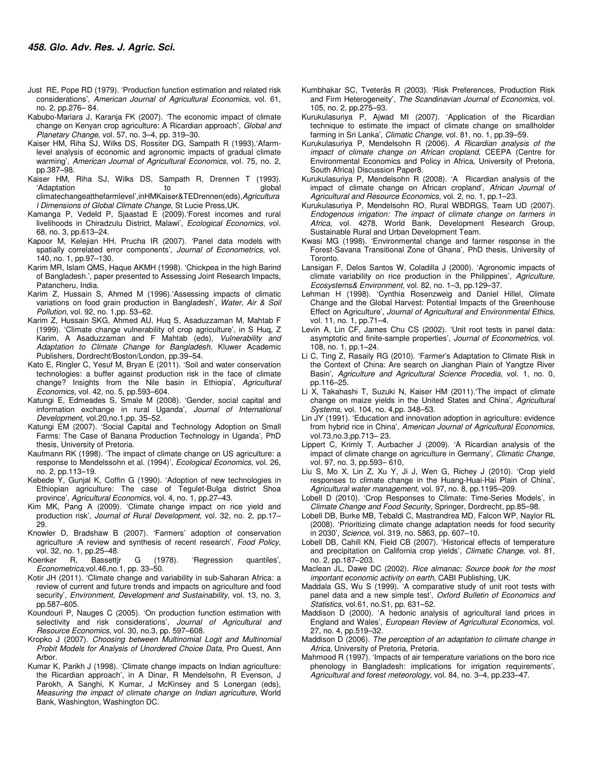Just RE, Pope RD (1979). 'Production function estimation and related risk considerations', *American Journal of Agricultural Economics*, vol. 61, no. 2, pp.276– 84.

Kabubo-Mariara J, Karanja FK (2007). 'The economic impact of climate change on Kenyan crop agriculture: A Ricardian approach', *Global and Planetary Change*, vol. 57, no. 3–4, pp. 319–30.

Kaiser HM, Riha SJ, Wilks DS, Rossiter DG, Sampath R (1993).'Afarm-level analysis of economic and agronomic impacts of gradual climate warming', *American Journal of Agricultural Economics*, vol. 75, no. 2, pp.387–98.

Kaiser HM, Riha SJ, Wilks DS, Sampath R, Drennen T (1993). 'Adaptation to global climatechangeatthefarmlevel',inHMKaiser&TEDrennen(eds),*Agricultural Dimensions of Global Climate Change*, St Lucie Press,UK.

Kamanga P, Vedeld P, Sjaastad E (2009).'Forest incomes and rural livelihoods in Chiradzulu District, Malawi', *Ecological Economics*, vol. 68, no. 3, pp.613–24.

Kapoor M, Kelejian HH, Prucha IR (2007). 'Panel data models with spatially correlated error components', *Journal of Econometrics*, vol. 140, no. 1, pp.97–130.

Karim MR, Islam QMS, Haque AKMH (1998). 'Chickpea in the high Barind of Bangladesh.', paper presented to Assessing Joint Research Impacts, Patancheru, India.

Karim Z, Hussain S, Ahmed M (1996).'Assessing impacts of climatic variations on food grain production in Bangladesh', *Water, Air & Soil Pollution*, vol. 92, no. 1,pp. 53–62.

Karim Z, Hussain SKG, Ahmed AU, Huq S, Asaduzzaman M, Mahtab F (1999). 'Climate change vulnerability of crop agriculture', in S Huq, Z Karim, A Asaduzzaman and F Mahtab (eds), *Vulnerability and Adaptation to Climate Change for Bangladesh*, Kluwer Academic Publishers, Dordrecht/Boston/London, pp.39–54.

Kato E, Ringler C, Yesuf M, Bryan E (2011). 'Soil and water conservation technologies: a buffer against production risk in the face of climate change? Insights from the Nile basin in Ethiopia', *Agricultural Economics*, vol. 42, no. 5, pp.593–604.

Katungi E, Edmeades S, Smale M (2008). 'Gender, social capital and information exchange in rural Uganda', *Journal of International Development*, vol.20,no.1,pp. 35–52.

Katungi EM (2007). 'Social Capital and Technology Adoption on Small Farms: The Case of Banana Production Technology in Uganda', PhD thesis, University of Pretoria.

Kaufmann RK (1998). 'The impact of climate change on US agriculture: a response to Mendelssohn et al. (1994)', *Ecological Economics*, vol. 26, no. 2, pp.113–19.

Kebede Y, Gunjal K, Coffin G (1990). 'Adoption of new technologies in Ethiopian agriculture: The case of Tegulet-Bulga district Shoa province', *Agricultural Economics*, vol. 4, no. 1, pp.27–43.

Kim MK, Pang A (2009). 'Climate change impact on rice yield and production risk', *Journal of Rural Development*, vol. 32, no. 2, pp.17–29.

Knowler D, Bradshaw B (2007). 'Farmers' adoption of conservation agriculture :A review and synthesis of recent research', *Food Policy*, vol. 32, no. 1, pp.25–48.

Koenker R, Bassettjr G (1978). 'Regression quantiles', *Econometrica*,vol.46,no.1, pp. 33–50.

Kotir JH (2011). 'Climate change and variability in sub-Saharan Africa: a review of current and future trends and impacts on agriculture and food security', *Environment, Development and Sustainability*, vol. 13, no. 3, pp.587–605.

Koundouri P, Nauges C (2005). 'On production function estimation with selectivity and risk considerations', *Journal of Agricultural and Resource Economics*, vol. 30, no.3, pp. 597–608.

Kropko J (2007). *Choosing between Multinomial Logit and Multinomial Probit Models for Analysis of Unordered Choice Data*, Pro Quest, Ann Arbor.

Kumar K, Parikh J (1998). 'Climate change impacts on Indian agriculture: the Ricardian approach', in A Dinar, R Mendelsohn, R Evenson, J Parokh, A Sanghi, K Kumar, J McKinsey and S Lonergan (eds), *Measuring the impact of climate change on Indian agriculture*, World Bank, Washington, Washington DC.

Kumbhakar SC, Tveterås R (2003). 'Risk Preferences, Production Risk and Firm Heterogeneity', *The Scandinavian Journal of Economics*, vol. 105, no. 2, pp.275–93.

Kurukulasuriya P, Ajwad MI (2007). 'Application of the Ricardian technique to estimate the impact of climate change on smallholder farming in Sri Lanka', *Climatic Change*, vol. 81, no. 1, pp.39–59.

Kurukulasuriya P, Mendelsohn R (2006). *A Ricardian analysis of the impact of climate change on African cropland*, CEEPA (Centre for Environmental Economics and Policy in Africa, University of Pretoria, South Africa) Discussion Paper8.

Kurukulasuriya P, Mendelsohn R (2008). 'A Ricardian analysis of the impact of climate change on African cropland', *African Journal of Agricultural and Resource Economics*, vol. 2, no. 1, pp.1–23.

Kurukulasuriya P, Mendelsohn RO, Rural WBDRGS, Team UD (2007). *Endogenous irrigation: The impact of climate change on farmers in Africa*, vol. 4278, World Bank, Development Research Group, Sustainable Rural and Urban Development Team.

Kwasi MG (1998). 'Environmental change and farmer response in the Forest-Savana Transitional Zone of Ghana', PhD thesis, University of Toronto.

Lansigan F, Delos Santos W, Coladilla J (2000). 'Agronomic impacts of climate variability on rice production in the Philippines', *Agriculture, Ecosystems& Environment*, vol. 82, no. 1–3, pp.129–37.

Lehman H (1998). 'Cynthia Rosenzweig and Daniel Hillel, Climate Change and the Global Harvest: Potential Impacts of the Greenhouse Effect on Agriculture', *Journal of Agricultural and Environmental Ethics*, vol. 11, no. 1, pp.71–4.

Levin A, Lin CF, James Chu CS (2002). 'Unit root tests in panel data: asymptotic and finite-sample properties', *Journal of Econometrics*, vol. 108, no. 1, pp.1–24.

Li C, Ting Z, Rasaily RG (2010). 'Farmer's Adaptation to Climate Risk in the Context of China: Are search on Jianghan Plain of Yangtze River Basin', *Agriculture and Agricultural Science Procedia*, vol. 1, no. 0, pp.116–25.

Li X, Takahashi T, Suzuki N, Kaiser HM (2011).'The impact of climate change on maize yields in the United States and China', *Agricultural Systems*, vol. 104, no. 4,pp. 348–53.

Lin JY (1991). 'Education and innovation adoption in agriculture: evidence from hybrid rice in China', *American Journal of Agricultural Economics*, vol.73,no.3,pp.713– 23.

Lippert C, Krimly T, Aurbacher J (2009). 'A Ricardian analysis of the impact of climate change on agriculture in Germany', *Climatic Change*, vol. 97, no. 3, pp.593– 610,

Liu S, Mo X, Lin Z, Xu Y, Ji J, Wen G, Richey J (2010). 'Crop yield responses to climate change in the Huang-Huai-Hai Plain of China', *Agricultural water management*, vol. 97, no. 8, pp.1195–209.

Lobell D (2010). 'Crop Responses to Climate: Time-Series Models', in *Climate Change and Food Security*, Springer, Dordrecht, pp.85–98.

Lobell DB, Burke MB, Tebaldi C, Mastrandrea MD, Falcon WP, Naylor RL (2008). 'Prioritizing climate change adaptation needs for food security in 2030', *Science*, vol. 319, no. 5863, pp. 607–10.

Lobell DB, Cahill KN, Field CB (2007). 'Historical effects of temperature and precipitation on California crop yields', *Climatic Change*, vol. 81, no. 2, pp.187–203.

Maclean JL, Dawe DC (2002). *Rice almanac: Source book for the most important economic activity on earth*, CABI Publishing, UK.

Maddala GS, Wu S (1999). 'A comparative study of unit root tests with panel data and a new simple test', *Oxford Bulletin of Economics and Statistics*, vol.61, no.S1, pp. 631–52.

Maddison D (2000). 'A hedonic analysis of agricultural land prices in England and Wales', *European Review of Agricultural Economics*, vol. 27, no. 4, pp.519–32.

Maddison D (2006). *The perception of an adaptation to climate change in Africa*, University of Pretoria, Pretoria.

Mahmood R (1997). 'Impacts of air temperature variations on the boro rice phenology in Bangladesh: implications for irrigation requirements', *Agricultural and forest meteorology*, vol. 84, no. 3–4, pp.233–47.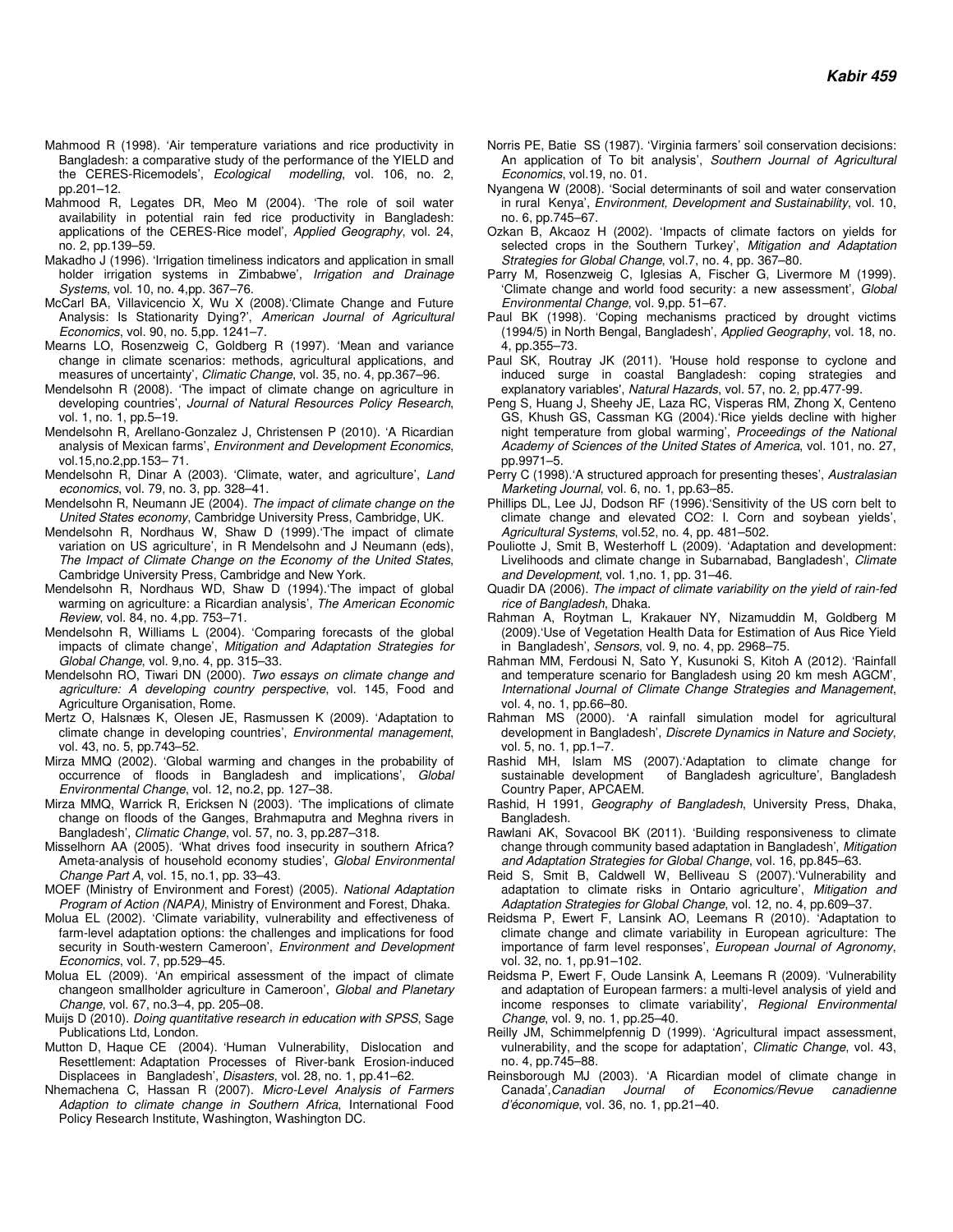Mahmood R (1998). 'Air temperature variations and rice productivity in Bangladesh: a comparative study of the performance of the YIELD and the CERES-Ricemodels', *Ecological modelling*, vol. 106, no. 2, pp.201–12.

Mahmood R, Legates DR, Meo M (2004). 'The role of soil water availability in potential rain fed rice productivity in Bangladesh: applications of the CERES-Rice model', *Applied Geography*, vol. 24, no. 2, pp.139–59.

Makadho J (1996). 'Irrigation timeliness indicators and application in small holder irrigation systems in Zimbabwe', *Irrigation and Drainage Systems*, vol. 10, no. 4,pp. 367–76.

McCarl BA, Villavicencio X, Wu X (2008).'Climate Change and Future Analysis: Is Stationarity Dying?', *American Journal of Agricultural Economics*, vol. 90, no. 5,pp. 1241–7.

Mearns LO, Rosenzweig C, Goldberg R (1997). 'Mean and variance change in climate scenarios: methods, agricultural applications, and measures of uncertainty', *Climatic Change*, vol. 35, no. 4, pp.367–96.

Mendelsohn R (2008). 'The impact of climate change on agriculture in developing countries', *Journal of Natural Resources Policy Research*, vol. 1, no. 1, pp.5–19.

Mendelsohn R, Arellano-Gonzalez J, Christensen P (2010). 'A Ricardian analysis of Mexican farms', *Environment and Development Economics*, vol.15,no.2,pp.153– 71.

Mendelsohn R, Dinar A (2003). 'Climate, water, and agriculture', *Land economics*, vol. 79, no. 3, pp. 328–41.

Mendelsohn R, Neumann JE (2004). *The impact of climate change on the United States economy*, Cambridge University Press, Cambridge, UK.

Mendelsohn R, Nordhaus W, Shaw D (1999).'The impact of climate variation on US agriculture', in R Mendelsohn and J Neumann (eds), *The Impact of Climate Change on the Economy of the United States*, Cambridge University Press, Cambridge and New York.

Mendelsohn R, Nordhaus WD, Shaw D (1994).'The impact of global warming on agriculture: a Ricardian analysis', *The American Economic Review*, vol. 84, no. 4,pp. 753–71.

Mendelsohn R, Williams L (2004). 'Comparing forecasts of the global impacts of climate change', *Mitigation and Adaptation Strategies for Global Change*, vol. 9,no. 4, pp. 315–33.

Mendelsohn RO, Tiwari DN (2000). *Two essays on climate change and agriculture: A developing country perspective*, vol. 145, Food and Agriculture Organisation, Rome.

Mertz O, Halsnæs K, Olesen JE, Rasmussen K (2009). 'Adaptation to climate change in developing countries', *Environmental management*, vol. 43, no. 5, pp.743–52.

Mirza MMQ (2002). 'Global warming and changes in the probability of occurrence of floods in Bangladesh and implications', *Global Environmental Change*, vol. 12, no.2, pp. 127–38.

Mirza MMQ, Warrick R, Ericksen N (2003). 'The implications of climate change on floods of the Ganges, Brahmaputra and Meghna rivers in Bangladesh', *Climatic Change*, vol. 57, no. 3, pp.287–318.

Misselhorn AA (2005). 'What drives food insecurity in southern Africa? Ameta-analysis of household economy studies', *Global Environmental Change Part A*, vol. 15, no.1, pp. 33–43.

MOEF (Ministry of Environment and Forest) (2005). *National Adaptation Program of Action (NAPA)*, Ministry of Environment and Forest, Dhaka.

Molua EL (2002). 'Climate variability, vulnerability and effectiveness of farm-level adaptation options: the challenges and implications for food security in South-western Cameroon', *Environment and Development Economics*, vol. 7, pp.529–45.

Molua EL (2009). 'An empirical assessment of the impact of climate changeon smallholder agriculture in Cameroon', *Global and Planetary Change*, vol. 67, no.3–4, pp. 205–08.

Muijs D (2010). *Doing quantitative research in education with SPSS*, Sage Publications Ltd, London.

Mutton D, Haque CE (2004). 'Human Vulnerability, Dislocation and Resettlement: Adaptation Processes of River-bank Erosion-induced Displacees in Bangladesh', *Disasters*, vol. 28, no. 1, pp.41–62.

Nhemachena C, Hassan R (2007). *Micro-Level Analysis of Farmers Adaption to climate change in Southern Africa*, International Food Policy Research Institute, Washington, Washington DC.

Norris PE, Batie SS (1987). 'Virginia farmers' soil conservation decisions: An application of To bit analysis', *Southern Journal of Agricultural Economics*, vol.19, no. 01.

Nyangena W (2008). 'Social determinants of soil and water conservation in rural Kenya', *Environment, Development and Sustainability*, vol. 10, no. 6, pp.745–67.

Ozkan B, Akcaoz H (2002). 'Impacts of climate factors on yields for selected crops in the Southern Turkey', *Mitigation and Adaptation Strategies for Global Change*, vol.7, no. 4, pp. 367–80.

Parry M, Rosenzweig C, Iglesias A, Fischer G, Livermore M (1999). 'Climate change and world food security: a new assessment', *Global Environmental Change*, vol. 9,pp. 51–67.

Paul BK (1998). 'Coping mechanisms practiced by drought victims (1994/5) in North Bengal, Bangladesh', *Applied Geography*, vol. 18, no. 4, pp.355–73.

Paul SK, Routray JK (2011). 'House hold response to cyclone and induced surge in coastal Bangladesh: coping strategies and explanatory variables', *Natural Hazards*, vol. 57, no. 2, pp.477-99.

Peng S, Huang J, Sheehy JE, Laza RC, Visperas RM, Zhong X, Centeno GS, Khush GS, Cassman KG (2004).'Rice yields decline with higher night temperature from global warming', *Proceedings of the National Academy of Sciences of the United States of America*, vol. 101, no. 27, pp.9971–5.

Perry C (1998).'A structured approach for presenting theses', *Australasian Marketing Journal*, vol. 6, no. 1, pp.63–85.

Phillips DL, Lee JJ, Dodson RF (1996).'Sensitivity of the US corn belt to climate change and elevated CO2: I. Corn and soybean yields', *Agricultural Systems*, vol.52, no. 4, pp. 481–502.

Pouliotte J, Smit B, Westerhoff L (2009). 'Adaptation and development: Livelihoods and climate change in Subarnabad, Bangladesh', *Climate and Development*, vol. 1,no. 1, pp. 31–46.

Quadir DA (2006). *The impact of climate variability on the yield of rain-fed rice of Bangladesh*, Dhaka.

Rahman A, Roytman L, Krakauer NY, Nizamuddin M, Goldberg M (2009).'Use of Vegetation Health Data for Estimation of Aus Rice Yield in Bangladesh', *Sensors*, vol. 9, no. 4, pp. 2968–75.

Rahman MM, Ferdousi N, Sato Y, Kusunoki S, Kitoh A (2012). 'Rainfall and temperature scenario for Bangladesh using 20 km mesh AGCM', *International Journal of Climate Change Strategies and Management*, vol. 4, no. 1, pp.66–80.

Rahman MS (2000). 'A rainfall simulation model for agricultural development in Bangladesh', *Discrete Dynamics in Nature and Society*, vol. 5, no. 1, pp.1–7.

Rashid MH, Islam MS (2007).'Adaptation to climate change for sustainable development of Bangladesh agriculture', Bangladesh Country Paper, APCAEM.

Rashid, H 1991, *Geography of Bangladesh*, University Press, Dhaka, Bangladesh.

Rawlani AK, Sovacool BK (2011). 'Building responsiveness to climate change through community based adaptation in Bangladesh', *Mitigation and Adaptation Strategies for Global Change*, vol. 16, pp.845–63.

Reid S, Smit B, Caldwell W, Belliveau S (2007).'Vulnerability and adaptation to climate risks in Ontario agriculture', *Mitigation and Adaptation Strategies for Global Change*, vol. 12, no. 4, pp.609–37.

Reidsma P, Ewert F, Lansink AO, Leemans R (2010). 'Adaptation to climate change and climate variability in European agriculture: The importance of farm level responses', *European Journal of Agronomy*, vol. 32, no. 1, pp.91–102.

Reidsma P, Ewert F, Oude Lansink A, Leemans R (2009). 'Vulnerability and adaptation of European farmers: a multi-level analysis of yield and income responses to climate variability', *Regional Environmental Change*, vol. 9, no. 1, pp.25–40.

Reilly JM, Schimmelpfennig D (1999). 'Agricultural impact assessment, vulnerability, and the scope for adaptation', *Climatic Change*, vol. 43, no. 4, pp.745–88.

Reinsborough MJ (2003). 'A Ricardian model of climate change in Canada',*Canadian Journal of Economics/Revue canadienne d'économique*, vol. 36, no. 1, pp.21–40.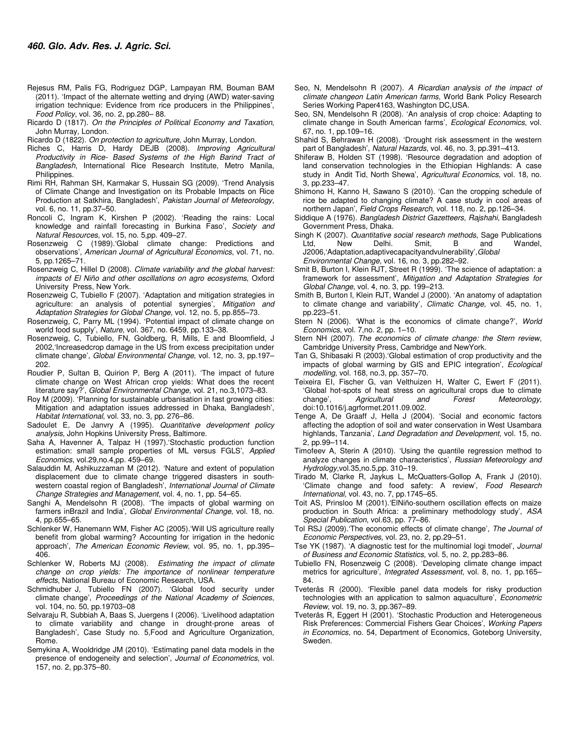Rejesus RM, Palis FG, Rodriguez DGP, Lampayan RM, Bouman BAM (2011). 'Impact of the alternate wetting and drying (AWD) water-saving irrigation technique: Evidence from rice producers in the Philippines', *Food Policy*, vol. 36, no. 2, pp.280– 88.

Ricardo D (1817). *On the Principles of Political Economy and Taxation*, John Murray, London.

Ricardo D (1822). *On protection to agriculture*, John Murray, London.

Riches C, Harris D, Hardy DEJB (2008). *Improving Agricultural Productivity in Rice- Based Systems of the High Barind Tract of Bangladesh*, International Rice Research Institute, Metro Manila, Philippines.

Rimi RH, Rahman SH, Karmakar S, Hussain SG (2009). 'Trend Analysis of Climate Change and Investigation on its Probable Impacts on Rice Production at Satkhira, Bangladesh', *Pakistan Journal of Meteorology*, vol. 6, no. 11, pp.37–50.

Roncoli C, Ingram K, Kirshen P (2002). 'Reading the rains: Local knowledge and rainfall forecasting in Burkina Faso', *Society and Natural Resources*, vol. 15, no. 5,pp. 409–27.

Rosenzweig C (1989).'Global climate change: Predictions and observations', *American Journal of Agricultural Economics*, vol. 71, no. 5, pp.1265–71.

Rosenzweig C, Hillel D (2008). *Climate variability and the global harvest: impacts of El Niño and other oscillations on agro ecosystems*, Oxford University Press, New York.

Rosenzweig C, Tubiello F (2007). 'Adaptation and mitigation strategies in agriculture: an analysis of potential synergies', *Mitigation and Adaptation Strategies for Global Change*, vol. 12, no. 5, pp.855–73.

Rosenzweig, C, Parry ML (1994). 'Potential impact of climate change on world food supply', *Nature*, vol. 367, no. 6459, pp.133–38.

Rosenzweig, C, Tubiello, FN, Goldberg, R, Mills, E and Bloomfield, J 2002,'Increasedcrop damage in the US from excess precipitation under climate change', *Global Environmental Change*, vol. 12, no. 3, pp.197–202.

Roudier P, Sultan B, Quirion P, Berg A (2011). 'The impact of future climate change on West African crop yields: What does the recent literature say?', *Global Environmental Change*, vol. 21, no.3,1073–83.

Roy M (2009). 'Planning for sustainable urbanisation in fast growing cities: Mitigation and adaptation issues addressed in Dhaka, Bangladesh', *Habitat International*, vol. 33, no. 3, pp. 276–86.

Sadoulet E, De Janvry A (1995). *Quantitative development policy analysis*, John Hopkins University Press, Baltimore.

Saha A, Havenner A, Talpaz H (1997).'Stochastic production function estimation: small sample properties of ML versus FGLS', *Applied Economics*, vol.29,no.4,pp. 459–69.

Salauddin M, Ashikuzzaman M (2012). 'Nature and extent of population displacement due to climate change triggered disasters in south-western coastal region of Bangladesh', *International Journal of Climate Change Strategies and Management*, vol. 4, no. 1, pp. 54–65.

Sanghi A, Mendelsohn R (2008). 'The impacts of global warming on farmers inBrazil and India', *Global Environmental Change*, vol. 18, no. 4, pp.655–65.

Schlenker W, Hanemann WM, Fisher AC (2005).'Will US agriculture really benefit from global warming? Accounting for irrigation in the hedonic approach', *The American Economic Review*, vol. 95, no. 1, pp.395–406.

Schlenker W, Roberts MJ (2008). *Estimating the impact of climate change on crop yields: The importance of nonlinear temperature effects*, National Bureau of Economic Research, USA.

Schmidhuber J, Tubiello FN (2007). 'Global food security under climate change', *Proceedings of the National Academy of Sciences*, vol. 104, no. 50, pp.19703–08

Selvaraju R, Subbiah A, Baas S, Juergens I (2006). 'Livelihood adaptation to climate variability and change in drought-prone areas of Bangladesh', Case Study no. 5,Food and Agriculture Organization, Rome.

Semykina A, Wooldridge JM (2010). 'Estimating panel data models in the presence of endogeneity and selection', *Journal of Econometrics*, vol. 157, no. 2, pp.375–80.

Seo, N, Mendelsohn R (2007). *A Ricardian analysis of the impact of climate changeon Latin American farms*, World Bank Policy Research Series Working Paper4163, Washington DC,USA.

Seo, SN, Mendelsohn R (2008). 'An analysis of crop choice: Adapting to climate change in South American farms', *Ecological Economics*, vol. 67, no. 1, pp.109–16.

Shahid S, Behrawan H (2008). 'Drought risk assessment in the western part of Bangladesh', *Natural Hazards*, vol. 46, no. 3, pp.391–413.

Shiferaw B, Holden ST (1998). 'Resource degradation and adoption of land conservation technologies in the Ethiopian Highlands: A case study in Andit Tid, North Shewa', *Agricultural Economics*, vol. 18, no. 3, pp.233–47.

Shimono H, Kanno H, Sawano S (2010). 'Can the cropping schedule of rice be adapted to changing climate? A case study in cool areas of northern Japan', *Field Crops Research*, vol. 118, no. 2, pp.126–34.

Siddique A (1976). *Bangladesh District Gazetteers, Rajshahi*, Bangladesh Government Press, Dhaka.

Singh K (2007). *Quantitative social research methods*, Sage Publications Ltd, New Delhi. Smit, B and Wandel, J2006,'Adaptation,adaptivecapacityandvulnerability',*Global Environmental Change*, vol. 16, no. 3, pp.282–92.

Smit B, Burton I, Klein RJT, Street R (1999). 'The science of adaptation: a framework for assessment', *Mitigation and Adaptation Strategies for Global Change*, vol. 4, no. 3, pp. 199–213.

Smith B, Burton I, Klein RJT, Wandel J (2000). 'An anatomy of adaptation to climate change and variability', *Climatic Change*, vol. 45, no. 1, pp.223–51.

Stern N (2006). 'What is the economics of climate change?', *World Economics*, vol. 7,no. 2, pp. 1–10.

Stern NH (2007). *The economics of climate change: the Stern review*, Cambridge University Press, Cambridge and NewYork.

Tan G, Shibasaki R (2003).'Global estimation of crop productivity and the impacts of global warming by GIS and EPIC integration', *Ecological modelling*, vol. 168, no.3, pp. 357–70.

Teixeira EI, Fischer G, van Velthuizen H, Walter C, Ewert F (2011). 'Global hot-spots of heat stress on agricultural crops due to climate change', *Agricultural and Forest Meteorology*, doi:10.1016/j.agrformet.2011.09.002.

Tenge A, De Graaff J, Hella J (2004). 'Social and economic factors affecting the adoption of soil and water conservation in West Usambara highlands, Tanzania', *Land Degradation and Development*, vol. 15, no. 2, pp.99–114.

Timofeev A, Sterin A (2010). 'Using the quantile regression method to analyze changes in climate characteristics', *Russian Meteorology and Hydrology*,vol.35,no.5,pp. 310–19.

Tirado M, Clarke R, Jaykus L, McQuatters-Gollop A, Frank J (2010). 'Climate change and food safety: A review', *Food Research International*, vol. 43, no. 7, pp.1745–65.

Toit AS, Prinsloo M (2001).'ElNiño-southern oscillation effects on maize production in South Africa: a preliminary methodology study', *ASA Special Publication*, vol.63, pp. 77–86.

Tol RSJ (2009).'The economic effects of climate change', *The Journal of Economic Perspectives*, vol. 23, no. 2, pp.29–51.

Tse YK (1987). 'A diagnostic test for the multinomial logi tmodel', *Journal of Business and Economic Statistics*, vol. 5, no. 2, pp.283–86.

Tubiello FN, Rosenzweig C (2008). 'Developing climate change impact metrics for agriculture', *Integrated Assessment*, vol. 8, no. 1, pp.165–84.

Tveterås R (2000). 'Flexible panel data models for risky production technologies with an application to salmon aquaculture', *Econometric Review*, vol. 19, no. 3, pp.367–89.

Tveterås R, Eggert H (2001). 'Stochastic Production and Heterogeneous Risk Preferences: Commercial Fishers Gear Choices', *Working Papers in Economics*, no. 54, Department of Economics, Goteborg University, Sweden.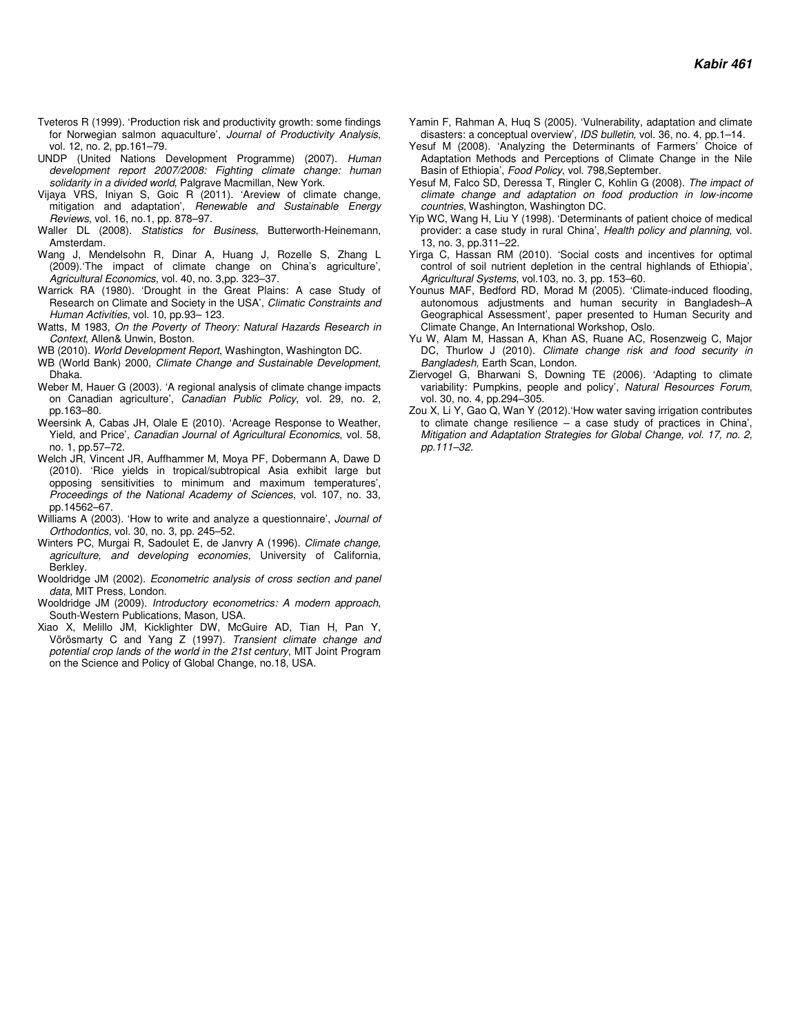Tveteros R (1999). 'Production risk and productivity growth: some findings for Norwegian salmon aquaculture', *Journal of Productivity Analysis*, vol. 12, no. 2, pp.161–79.

UNDP (United Nations Development Programme) (2007). *Human development report 2007/2008: Fighting climate change: human solidarity in a divided world*, Palgrave Macmillan, New York.

Vijaya VRS, Iniyan S, Goic R (2011). 'Areview of climate change, mitigation and adaptation', *Renewable and Sustainable Energy Reviews*, vol. 16, no.1, pp. 878–97.

Waller DL (2008). *Statistics for Business*, Butterworth-Heinemann, Amsterdam.

Wang J, Mendelsohn R, Dinar A, Huang J, Rozelle S, Zhang L (2009).'The impact of climate change on China's agriculture', *Agricultural Economics*, vol. 40, no. 3,pp. 323–37.

Warrick RA (1980). 'Drought in the Great Plains: A case Study of Research on Climate and Society in the USA', *Climatic Constraints and Human Activities*, vol. 10, pp.93– 123.

Watts, M 1983, *On the Poverty of Theory: Natural Hazards Research in Context*, Allen& Unwin, Boston.

WB (2010). *World Development Report*, Washington, Washington DC.

WB (World Bank) 2000, *Climate Change and Sustainable Development*, Dhaka.

Weber M, Hauer G (2003). 'A regional analysis of climate change impacts on Canadian agriculture', *Canadian Public Policy*, vol. 29, no. 2, pp.163–80.

Weersink A, Cabas JH, Olale E (2010). 'Acreage Response to Weather, Yield, and Price', *Canadian Journal of Agricultural Economics*, vol. 58, no. 1, pp.57–72.

Welch JR, Vincent JR, Auffhammer M, Moya PF, Dobermann A, Dawe D (2010). 'Rice yields in tropical/subtropical Asia exhibit large but opposing sensitivities to minimum and maximum temperatures', *Proceedings of the National Academy of Sciences*, vol. 107, no. 33, pp.14562–67.

Williams A (2003). 'How to write and analyze a questionnaire', *Journal of Orthodontics*, vol. 30, no. 3, pp. 245–52.

Winters PC, Murgai R, Sadoulet E, de Janvry A (1996). *Climate change, agriculture, and developing economies*, University of California, Berkley.

Wooldridge JM (2002). *Econometric analysis of cross section and panel data*, MIT Press, London.

Wooldridge JM (2009). *Introductory econometrics: A modern approach*, South-Western Publications, Mason, USA.

Xiao X, Melillo JM, Kicklighter DW, McGuire AD, Tian H, Pan Y, Vörösmarty C and Yang Z (1997). *Transient climate change and potential crop lands of the world in the 21st century*, MIT Joint Program on the Science and Policy of Global Change, no.18, USA.

Yamin F, Rahman A, Huq S (2005). 'Vulnerability, adaptation and climate disasters: a conceptual overview', *IDS bulletin*, vol. 36, no. 4, pp.1–14.

Yesuf M (2008). 'Analyzing the Determinants of Farmers' Choice of Adaptation Methods and Perceptions of Climate Change in the Nile Basin of Ethiopia', *Food Policy*, vol. 798,September.

Yesuf M, Falco SD, Deressa T, Ringler C, Kohlin G (2008). *The impact of climate change and adaptation on food production in low-income countries*, Washington, Washington DC.

Yip WC, Wang H, Liu Y (1998). 'Determinants of patient choice of medical provider: a case study in rural China', *Health policy and planning*, vol. 13, no. 3, pp.311–22.

Yirga C, Hassan RM (2010). 'Social costs and incentives for optimal control of soil nutrient depletion in the central highlands of Ethiopia', *Agricultural Systems*, vol.103, no. 3, pp. 153–60.

Younus MAF, Bedford RD, Morad M (2005). 'Climate-induced flooding, autonomous adjustments and human security in Bangladesh–A Geographical Assessment', paper presented to Human Security and Climate Change, An International Workshop, Oslo.

Yu W, Alam M, Hassan A, Khan AS, Ruane AC, Rosenzweig C, Major DC, Thurlow J (2010). *Climate change risk and food security in Bangladesh*, Earth Scan, London.

Ziervogel G, Bharwani S, Downing TE (2006). 'Adapting to climate variability: Pumpkins, people and policy', *Natural Resources Forum*, vol. 30, no. 4, pp.294–305.

Zou X, Li Y, Gao Q, Wan Y (2012).'How water saving irrigation contributes to climate change resilience – a case study of practices in China', *Mitigation and Adaptation Strategies for Global Change, vol. 17, no. 2, pp.111–32*.